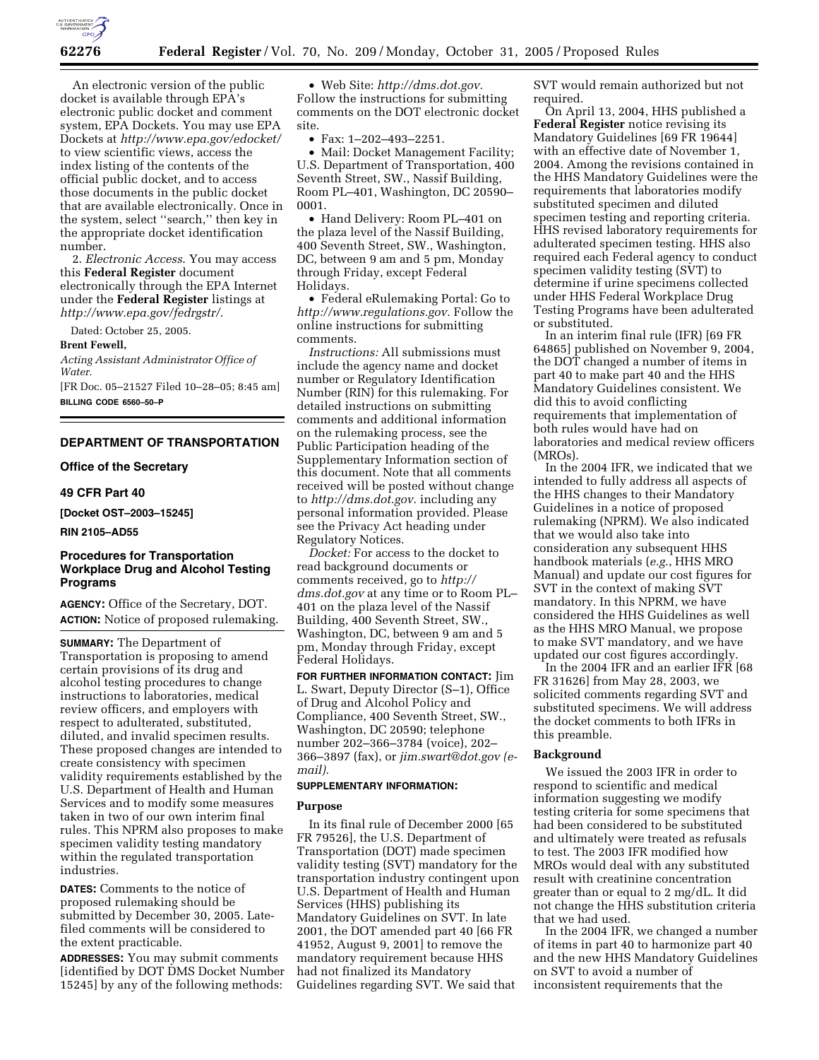An electronic version of the public docket is available through EPA's electronic public docket and comment system, EPA Dockets. You may use EPA Dockets at *http://www.epa.gov/edocket/* to view scientific views, access the index listing of the contents of the official public docket, and to access those documents in the public docket that are available electronically. Once in the system, select ''search,'' then key in the appropriate docket identification number.

2. *Electronic Access*. You may access this **Federal Register** document electronically through the EPA Internet under the **Federal Register** listings at *http://www.epa.gov/fedrgstr/*.

Dated: October 25, 2005.

**Brent Fewell,**

*Acting Assistant Administrator Office of Water.*

[FR Doc. 05–21527 Filed 10–28–05; 8:45 am]

**BILLING CODE 6560–50–P**

---

## DEPARTMENT OF TRANSPORTATION

### Office of the Secretary

### 49 CFR Part 40

**[Docket OST–2003–15245]**

**RIN 2105–AD55**

### Procedures for Transportation Workplace Drug and Alcohol Testing Programs

**AGENCY:** Office of the Secretary, DOT.

**ACTION:** Notice of proposed rulemaking.

**SUMMARY:** The Department of Transportation is proposing to amend certain provisions of its drug and alcohol testing procedures to change instructions to laboratories, medical review officers, and employers with respect to adulterated, substituted, diluted, and invalid specimen results. These proposed changes are intended to create consistency with specimen validity requirements established by the U.S. Department of Health and Human Services and to modify some measures taken in two of our own interim final rules. This NPRM also proposes to make specimen validity testing mandatory within the regulated transportation industries.

**DATES:** Comments to the notice of proposed rulemaking should be submitted by December 30, 2005. Late-filed comments will be considered to the extent practicable.

**ADDRESSES:** You may submit comments [identified by DOT DMS Docket Number 15245] by any of the following methods:

- Web Site: *http://dms.dot.gov.* Follow the instructions for submitting comments on the DOT electronic docket site.
- Fax: 1–202–493–2251.
- Mail: Docket Management Facility; U.S. Department of Transportation, 400 Seventh Street, SW., Nassif Building, Room PL–401, Washington, DC 20590–0001.
- Hand Delivery: Room PL–401 on the plaza level of the Nassif Building, 400 Seventh Street, SW., Washington, DC, between 9 am and 5 pm, Monday through Friday, except Federal Holidays.
- Federal eRulemaking Portal: Go to *http://www.regulations.gov.* Follow the online instructions for submitting comments.

*Instructions:* All submissions must include the agency name and docket number or Regulatory Identification Number (RIN) for this rulemaking. For detailed instructions on submitting comments and additional information on the rulemaking process, see the Public Participation heading of the Supplementary Information section of this document. Note that all comments received will be posted without change to *http://dms.dot.gov.* including any personal information provided. Please see the Privacy Act heading under Regulatory Notices.

*Docket:* For access to the docket to read background documents or comments received, go to *http://dms.dot.gov* at any time or to Room PL–401 on the plaza level of the Nassif Building, 400 Seventh Street, SW., Washington, DC, between 9 am and 5 pm, Monday through Friday, except Federal Holidays.

**FOR FURTHER INFORMATION CONTACT:** Jim L. Swart, Deputy Director (S–1), Office of Drug and Alcohol Policy and Compliance, 400 Seventh Street, SW., Washington, DC 20590; telephone number 202–366–3784 (voice), 202–366–3897 (fax), or *jim.swart@dot.gov (e-mail).*

**SUPPLEMENTARY INFORMATION:**

**Purpose**

In its final rule of December 2000 [65 FR 79526], the U.S. Department of Transportation (DOT) made specimen validity testing (SVT) mandatory for the transportation industry contingent upon U.S. Department of Health and Human Services (HHS) publishing its Mandatory Guidelines on SVT. In late 2001, the DOT amended part 40 [66 FR 41952, August 9, 2001] to remove the mandatory requirement because HHS had not finalized its Mandatory Guidelines regarding SVT. We said that SVT would remain authorized but not required.

On April 13, 2004, HHS published a **Federal Register** notice revising its Mandatory Guidelines [69 FR 19644] with an effective date of November 1, 2004. Among the revisions contained in the HHS Mandatory Guidelines were the requirements that laboratories modify substituted specimen and diluted specimen testing and reporting criteria. HHS revised laboratory requirements for adulterated specimen testing. HHS also required each Federal agency to conduct specimen validity testing (SVT) to determine if urine specimens collected under HHS Federal Workplace Drug Testing Programs have been adulterated or substituted.

In an interim final rule (IFR) [69 FR 64865] published on November 9, 2004, the DOT changed a number of items in part 40 to make part 40 and the HHS Mandatory Guidelines consistent. We did this to avoid conflicting requirements that implementation of both rules would have had on laboratories and medical review officers (MROs).

In the 2004 IFR, we indicated that we intended to fully address all aspects of the HHS changes to their Mandatory Guidelines in a notice of proposed rulemaking (NPRM). We also indicated that we would also take into consideration any subsequent HHS handbook materials (*e.g.*, HHS MRO Manual) and update our cost figures for SVT in the context of making SVT mandatory. In this NPRM, we have considered the HHS Guidelines as well as the HHS MRO Manual, we propose to make SVT mandatory, and we have updated our cost figures accordingly.

In the 2004 IFR and an earlier IFR [68 FR 31626] from May 28, 2003, we solicited comments regarding SVT and substituted specimens. We will address the docket comments to both IFRs in this preamble.

**Background**

We issued the 2003 IFR in order to respond to scientific and medical information suggesting we modify testing criteria for some specimens that had been considered to be substituted and ultimately were treated as refusals to test. The 2003 IFR modified how MROs would deal with any substituted result with creatinine concentration greater than or equal to 2 mg/dL. It did not change the HHS substitution criteria that we had used.

In the 2004 IFR, we changed a number of items in part 40 to harmonize part 40 and the new HHS Mandatory Guidelines on SVT to avoid a number of inconsistent requirements that the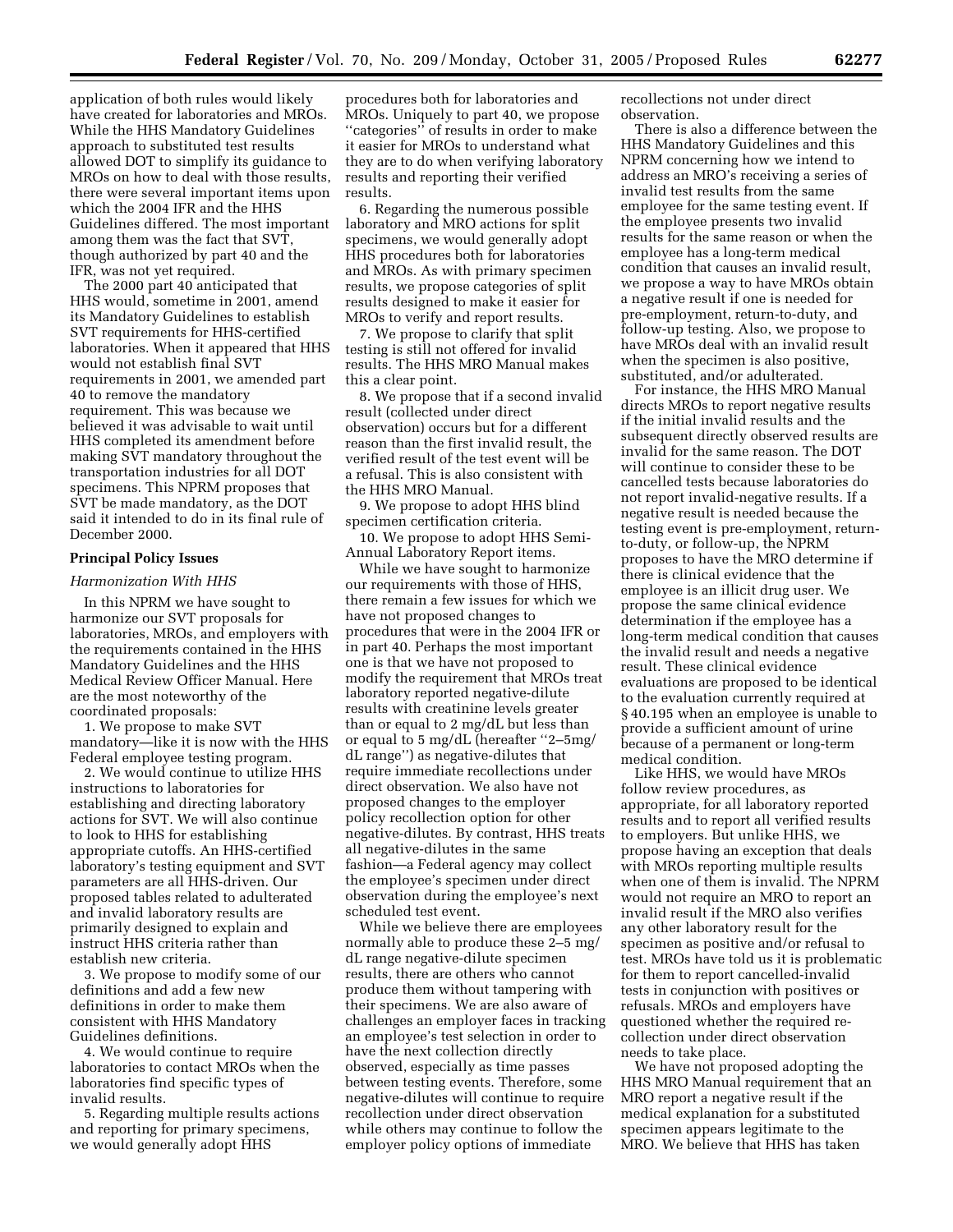application of both rules would likely have created for laboratories and MROs. While the HHS Mandatory Guidelines approach to substituted test results allowed DOT to simplify its guidance to MROs on how to deal with those results, there were several important items upon which the 2004 IFR and the HHS Guidelines differed. The most important among them was the fact that SVT, though authorized by part 40 and the IFR, was not yet required.

The 2000 part 40 anticipated that HHS would, sometime in 2001, amend its Mandatory Guidelines to establish SVT requirements for HHS-certified laboratories. When it appeared that HHS would not establish final SVT requirements in 2001, we amended part 40 to remove the mandatory requirement. This was because we believed it was advisable to wait until HHS completed its amendment before making SVT mandatory throughout the transportation industries for all DOT specimens. This NPRM proposes that SVT be made mandatory, as the DOT said it intended to do in its final rule of December 2000.

## Principal Policy Issues

### *Harmonization With HHS*

In this NPRM we have sought to harmonize our SVT proposals for laboratories, MROs, and employers with the requirements contained in the HHS Mandatory Guidelines and the HHS Medical Review Officer Manual. Here are the most noteworthy of the coordinated proposals:

1. We propose to make SVT mandatory—like it is now with the HHS Federal employee testing program.

2. We would continue to utilize HHS instructions to laboratories for establishing and directing laboratory actions for SVT. We will also continue to look to HHS for establishing appropriate cutoffs. An HHS-certified laboratory's testing equipment and SVT parameters are all HHS-driven. Our proposed tables related to adulterated and invalid laboratory results are primarily designed to explain and instruct HHS criteria rather than establish new criteria.

3. We propose to modify some of our definitions and add a few new definitions in order to make them consistent with HHS Mandatory Guidelines definitions.

4. We would continue to require laboratories to contact MROs when the laboratories find specific types of invalid results.

5. Regarding multiple results actions and reporting for primary specimens, we would generally adopt HHS procedures both for laboratories and MROs. Uniquely to part 40, we propose "categories" of results in order to make it easier for MROs to understand what they are to do when verifying laboratory results and reporting their verified results.

6. Regarding the numerous possible laboratory and MRO actions for split specimens, we would generally adopt HHS procedures both for laboratories and MROs. As with primary specimen results, we propose categories of split results designed to make it easier for MROs to verify and report results.

7. We propose to clarify that split testing is still not offered for invalid results. The HHS MRO Manual makes this a clear point.

8. We propose that if a second invalid result (collected under direct observation) occurs but for a different reason than the first invalid result, the verified result of the test event will be a refusal. This is also consistent with the HHS MRO Manual.

9. We propose to adopt HHS blind specimen certification criteria.

10. We propose to adopt HHS Semi-Annual Laboratory Report items.

While we have sought to harmonize our requirements with those of HHS, there remain a few issues for which we have not proposed changes to procedures that were in the 2004 IFR or in part 40. Perhaps the most important one is that we have not proposed to modify the requirement that MROs treat laboratory reported negative-dilute results with creatinine levels greater than or equal to 2 mg/dL but less than or equal to 5 mg/dL (hereafter "2–5mg/dL range") as negative-dilutes that require immediate recollections under direct observation. We also have not proposed changes to the employer policy recollection option for other negative-dilutes. By contrast, HHS treats all negative-dilutes in the same fashion—a Federal agency may collect the employee's specimen under direct observation during the employee's next scheduled test event.

While we believe there are employees normally able to produce these 2–5 mg/dL range negative-dilute specimen results, there are others who cannot produce them without tampering with their specimens. We are also aware of challenges an employer faces in tracking an employee's test selection in order to have the next collection directly observed, especially as time passes between testing events. Therefore, some negative-dilutes will continue to require recollection under direct observation while others may continue to follow the employer policy options of immediate recollections not under direct observation.

There is also a difference between the HHS Mandatory Guidelines and this NPRM concerning how we intend to address an MRO's receiving a series of invalid test results from the same employee for the same testing event. If the employee presents two invalid results for the same reason or when the employee has a long-term medical condition that causes an invalid result, we propose a way to have MROs obtain a negative result if one is needed for pre-employment, return-to-duty, and follow-up testing. Also, we propose to have MROs deal with an invalid result when the specimen is also positive, substituted, and/or adulterated.

For instance, the HHS MRO Manual directs MROs to report negative results if the initial invalid results and the subsequent directly observed results are invalid for the same reason. The DOT will continue to consider these to be cancelled tests because laboratories do not report invalid-negative results. If a negative result is needed because the testing event is pre-employment, return-to-duty, or follow-up, the NPRM proposes to have the MRO determine if there is clinical evidence that the employee is an illicit drug user. We propose the same clinical evidence determination if the employee has a long-term medical condition that causes the invalid result and needs a negative result. These clinical evidence evaluations are proposed to be identical to the evaluation currently required at § 40.195 when an employee is unable to provide a sufficient amount of urine because of a permanent or long-term medical condition.

Like HHS, we would have MROs follow review procedures, as appropriate, for all laboratory reported results and to report all verified results to employers. But unlike HHS, we propose having an exception that deals with MROs reporting multiple results when one of them is invalid. The NPRM would not require an MRO to report an invalid result if the MRO also verifies any other laboratory result for the specimen as positive and/or refusal to test. MROs have told us it is problematic for them to report cancelled-invalid tests in conjunction with positives or refusals. MROs and employers have questioned whether the required re-collection under direct observation needs to take place.

We have not proposed adopting the HHS MRO Manual requirement that an MRO report a negative result if the medical explanation for a substituted specimen appears legitimate to the MRO. We believe that HHS has taken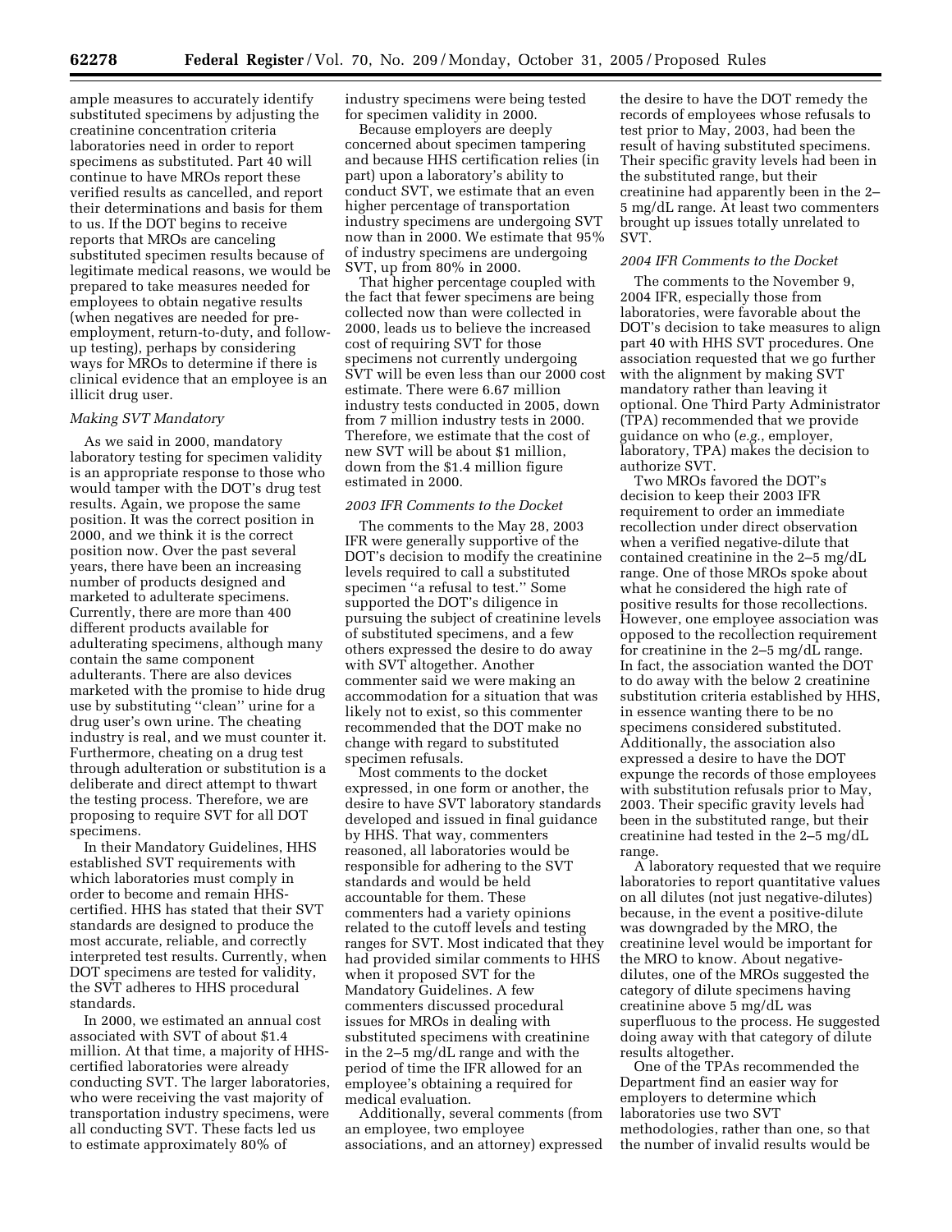ample measures to accurately identify substituted specimens by adjusting the creatinine concentration criteria laboratories need in order to report specimens as substituted. Part 40 will continue to have MROs report these verified results as cancelled, and report their determinations and basis for them to us. If the DOT begins to receive reports that MROs are canceling substituted specimen results because of legitimate medical reasons, we would be prepared to take measures needed for employees to obtain negative results (when negatives are needed for pre-employment, return-to-duty, and follow-up testing), perhaps by considering ways for MROs to determine if there is clinical evidence that an employee is an illicit drug user.

*Making SVT Mandatory*

As we said in 2000, mandatory laboratory testing for specimen validity is an appropriate response to those who would tamper with the DOT's drug test results. Again, we propose the same position. It was the correct position in 2000, and we think it is the correct position now. Over the past several years, there have been an increasing number of products designed and marketed to adulterate specimens. Currently, there are more than 400 different products available for adulterating specimens, although many contain the same component adulterants. There are also devices marketed with the promise to hide drug use by substituting "clean" urine for a drug user's own urine. The cheating industry is real, and we must counter it. Furthermore, cheating on a drug test through adulteration or substitution is a deliberate and direct attempt to thwart the testing process. Therefore, we are proposing to require SVT for all DOT specimens.

In their Mandatory Guidelines, HHS established SVT requirements with which laboratories must comply in order to become and remain HHS-certified. HHS has stated that their SVT standards are designed to produce the most accurate, reliable, and correctly interpreted test results. Currently, when DOT specimens are tested for validity, the SVT adheres to HHS procedural standards.

In 2000, we estimated an annual cost associated with SVT of about $1.4 million. At that time, a majority of HHS-certified laboratories were already conducting SVT. The larger laboratories, who were receiving the vast majority of transportation industry specimens, were all conducting SVT. These facts led us to estimate approximately 80% of industry specimens were being tested for specimen validity in 2000.

Because employers are deeply concerned about specimen tampering and because HHS certification relies (in part) upon a laboratory's ability to conduct SVT, we estimate that an even higher percentage of transportation industry specimens are undergoing SVT now than in 2000. We estimate that 95% of industry specimens are undergoing SVT, up from 80% in 2000.

That higher percentage coupled with the fact that fewer specimens are being collected now than were collected in 2000, leads us to believe the increased cost of requiring SVT for those specimens not currently undergoing SVT will be even less than our 2000 cost estimate. There were 6.67 million industry tests conducted in 2005, down from 7 million industry tests in 2000. Therefore, we estimate that the cost of new SVT will be about $1 million, down from the $1.4 million figure estimated in 2000.

*2003 IFR Comments to the Docket*

The comments to the May 28, 2003 IFR were generally supportive of the DOT's decision to modify the creatinine levels required to call a substituted specimen "a refusal to test." Some supported the DOT's diligence in pursuing the subject of creatinine levels of substituted specimens, and a few others expressed the desire to do away with SVT altogether. Another commenter said we were making an accommodation for a situation that was likely not to exist, so this commenter recommended that the DOT make no change with regard to substituted specimen refusals.

Most comments to the docket expressed, in one form or another, the desire to have SVT laboratory standards developed and issued in final guidance by HHS. That way, commenters reasoned, all laboratories would be responsible for adhering to the SVT standards and would be held accountable for them. These commenters had a variety opinions related to the cutoff levels and testing ranges for SVT. Most indicated that they had provided similar comments to HHS when it proposed SVT for the Mandatory Guidelines. A few commenters discussed procedural issues for MROs in dealing with substituted specimens with creatinine in the 2–5 mg/dL range and with the period of time the IFR allowed for an employee's obtaining a required for medical evaluation.

Additionally, several comments (from an employee, two employee associations, and an attorney) expressed the desire to have the DOT remedy the records of employees whose refusals to test prior to May, 2003, had been the result of having substituted specimens. Their specific gravity levels had been in the substituted range, but their creatinine had apparently been in the 2–5 mg/dL range. At least two commenters brought up issues totally unrelated to SVT.

*2004 IFR Comments to the Docket*

The comments to the November 9, 2004 IFR, especially those from laboratories, were favorable about the DOT's decision to take measures to align part 40 with HHS SVT procedures. One association requested that we go further with the alignment by making SVT mandatory rather than leaving it optional. One Third Party Administrator (TPA) recommended that we provide guidance on who (*e.g.*, employer, laboratory, TPA) makes the decision to authorize SVT.

Two MROs favored the DOT's decision to keep their 2003 IFR requirement to order an immediate recollection under direct observation when a verified negative-dilute that contained creatinine in the 2–5 mg/dL range. One of those MROs spoke about what he considered the high rate of positive results for those recollections. However, one employee association was opposed to the recollection requirement for creatinine in the 2–5 mg/dL range. In fact, the association wanted the DOT to do away with the below 2 creatinine substitution criteria established by HHS, in essence wanting there to be no specimens considered substituted. Additionally, the association also expressed a desire to have the DOT expunge the records of those employees with substitution refusals prior to May, 2003. Their specific gravity levels had been in the substituted range, but their creatinine had tested in the 2–5 mg/dL range.

A laboratory requested that we require laboratories to report quantitative values on all dilutes (not just negative-dilutes) because, in the event a positive-dilute was downgraded by the MRO, the creatinine level would be important for the MRO to know. About negative-dilutes, one of the MROs suggested the category of dilute specimens having creatinine above 5 mg/dL was superfluous to the process. He suggested doing away with that category of dilute results altogether.

One of the TPAs recommended the Department find an easier way for employers to determine which laboratories use two SVT methodologies, rather than one, so that the number of invalid results would be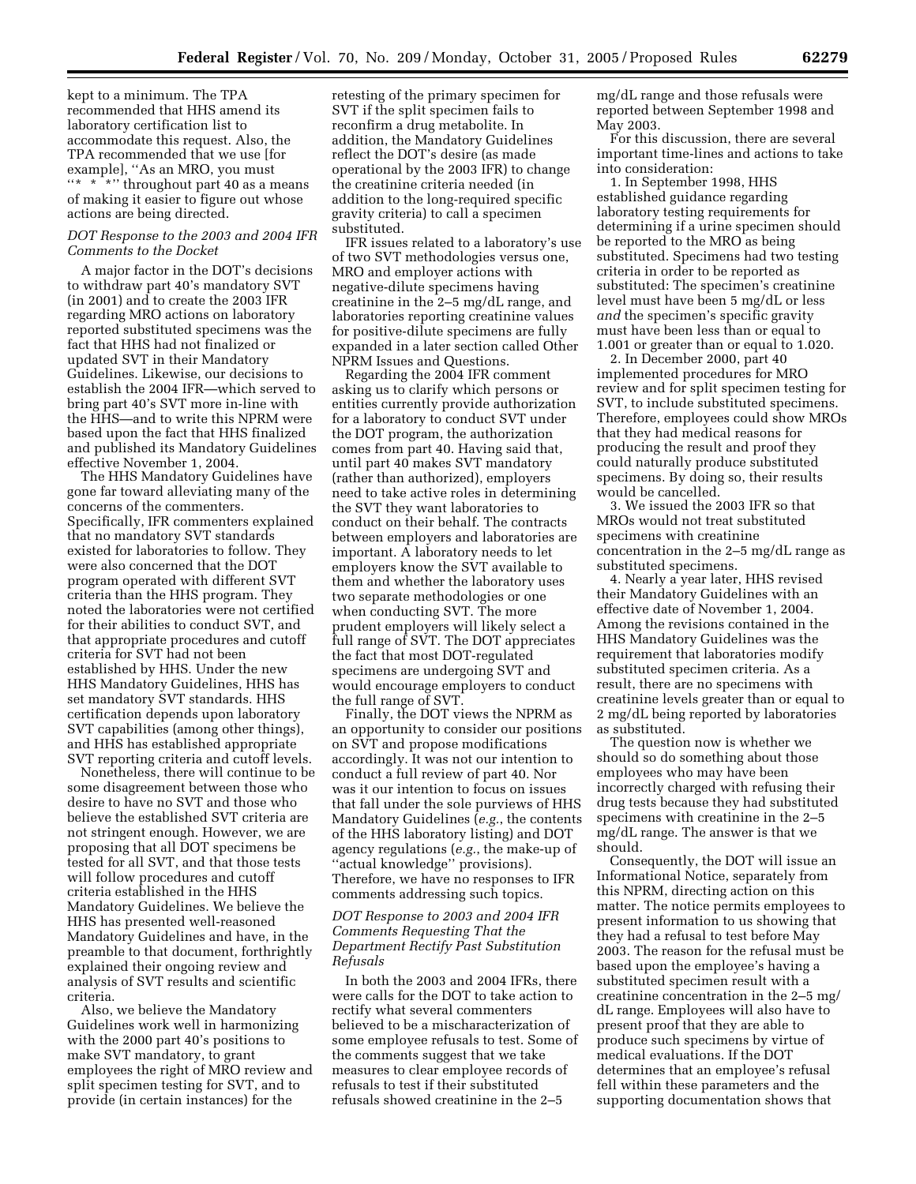kept to a minimum. The TPA recommended that HHS amend its laboratory certification list to accommodate this request. Also, the TPA recommended that we use [for example], ''As an MRO, you must ''* * *'' throughout part 40 as a means of making it easier to figure out whose actions are being directed.

*DOT Response to the 2003 and 2004 IFR Comments to the Docket*

A major factor in the DOT's decisions to withdraw part 40's mandatory SVT (in 2001) and to create the 2003 IFR regarding MRO actions on laboratory reported substituted specimens was the fact that HHS had not finalized or updated SVT in their Mandatory Guidelines. Likewise, our decisions to establish the 2004 IFR—which served to bring part 40's SVT more in-line with the HHS—and to write this NPRM were based upon the fact that HHS finalized and published its Mandatory Guidelines effective November 1, 2004.

The HHS Mandatory Guidelines have gone far toward alleviating many of the concerns of the commenters. Specifically, IFR commenters explained that no mandatory SVT standards existed for laboratories to follow. They were also concerned that the DOT program operated with different SVT criteria than the HHS program. They noted the laboratories were not certified for their abilities to conduct SVT, and that appropriate procedures and cutoff criteria for SVT had not been established by HHS. Under the new HHS Mandatory Guidelines, HHS has set mandatory SVT standards. HHS certification depends upon laboratory SVT capabilities (among other things), and HHS has established appropriate SVT reporting criteria and cutoff levels.

Nonetheless, there will continue to be some disagreement between those who desire to have no SVT and those who believe the established SVT criteria are not stringent enough. However, we are proposing that all DOT specimens be tested for all SVT, and that those tests will follow procedures and cutoff criteria established in the HHS Mandatory Guidelines. We believe the HHS has presented well-reasoned Mandatory Guidelines and have, in the preamble to that document, forthrightly explained their ongoing review and analysis of SVT results and scientific criteria.

Also, we believe the Mandatory Guidelines work well in harmonizing with the 2000 part 40's positions to make SVT mandatory, to grant employees the right of MRO review and split specimen testing for SVT, and to provide (in certain instances) for the retesting of the primary specimen for SVT if the split specimen fails to reconfirm a drug metabolite. In addition, the Mandatory Guidelines reflect the DOT's desire (as made operational by the 2003 IFR) to change the creatinine criteria needed (in addition to the long-required specific gravity criteria) to call a specimen substituted.

IFR issues related to a laboratory's use of two SVT methodologies versus one, MRO and employer actions with negative-dilute specimens having creatinine in the 2–5 mg/dL range, and laboratories reporting creatinine values for positive-dilute specimens are fully expanded in a later section called Other NPRM Issues and Questions.

Regarding the 2004 IFR comment asking us to clarify which persons or entities currently provide authorization for a laboratory to conduct SVT under the DOT program, the authorization comes from part 40. Having said that, until part 40 makes SVT mandatory (rather than authorized), employers need to take active roles in determining the SVT they want laboratories to conduct on their behalf. The contracts between employers and laboratories are important. A laboratory needs to let employers know the SVT available to them and whether the laboratory uses two separate methodologies or one when conducting SVT. The more prudent employers will likely select a full range of SVT. The DOT appreciates the fact that most DOT-regulated specimens are undergoing SVT and would encourage employers to conduct the full range of SVT.

Finally, the DOT views the NPRM as an opportunity to consider our positions on SVT and propose modifications accordingly. It was not our intention to conduct a full review of part 40. Nor was it our intention to focus on issues that fall under the sole purviews of HHS Mandatory Guidelines (*e.g.*, the contents of the HHS laboratory listing) and DOT agency regulations (*e.g.*, the make-up of ''actual knowledge'' provisions). Therefore, we have no responses to IFR comments addressing such topics.

*DOT Response to 2003 and 2004 IFR Comments Requesting That the Department Rectify Past Substitution Refusals*

In both the 2003 and 2004 IFRs, there were calls for the DOT to take action to rectify what several commenters believed to be a mischaracterization of some employee refusals to test. Some of the comments suggest that we take measures to clear employee records of refusals to test if their substituted refusals showed creatinine in the 2–5 mg/dL range and those refusals were reported between September 1998 and May 2003.

For this discussion, there are several important time-lines and actions to take into consideration:

1. In September 1998, HHS established guidance regarding laboratory testing requirements for determining if a urine specimen should be reported to the MRO as being substituted. Specimens had two testing criteria in order to be reported as substituted: The specimen's creatinine level must have been 5 mg/dL or less *and* the specimen's specific gravity must have been less than or equal to 1.001 or greater than or equal to 1.020.

2. In December 2000, part 40 implemented procedures for MRO review and for split specimen testing for SVT, to include substituted specimens. Therefore, employees could show MROs that they had medical reasons for producing the result and proof they could naturally produce substituted specimens. By doing so, their results would be cancelled.

3. We issued the 2003 IFR so that MROs would not treat substituted specimens with creatinine concentration in the 2–5 mg/dL range as substituted specimens.

4. Nearly a year later, HHS revised their Mandatory Guidelines with an effective date of November 1, 2004. Among the revisions contained in the HHS Mandatory Guidelines was the requirement that laboratories modify substituted specimen criteria. As a result, there are no specimens with creatinine levels greater than or equal to 2 mg/dL being reported by laboratories as substituted.

The question now is whether we should so do something about those employees who may have been incorrectly charged with refusing their drug tests because they had substituted specimens with creatinine in the 2–5 mg/dL range. The answer is that we should.

Consequently, the DOT will issue an Informational Notice, separately from this NPRM, directing action on this matter. The notice permits employees to present information to us showing that they had a refusal to test before May 2003. The reason for the refusal must be based upon the employee's having a substituted specimen result with a creatinine concentration in the 2–5 mg/dL range. Employees will also have to present proof that they are able to produce such specimens by virtue of medical evaluations. If the DOT determines that an employee's refusal fell within these parameters and the supporting documentation shows that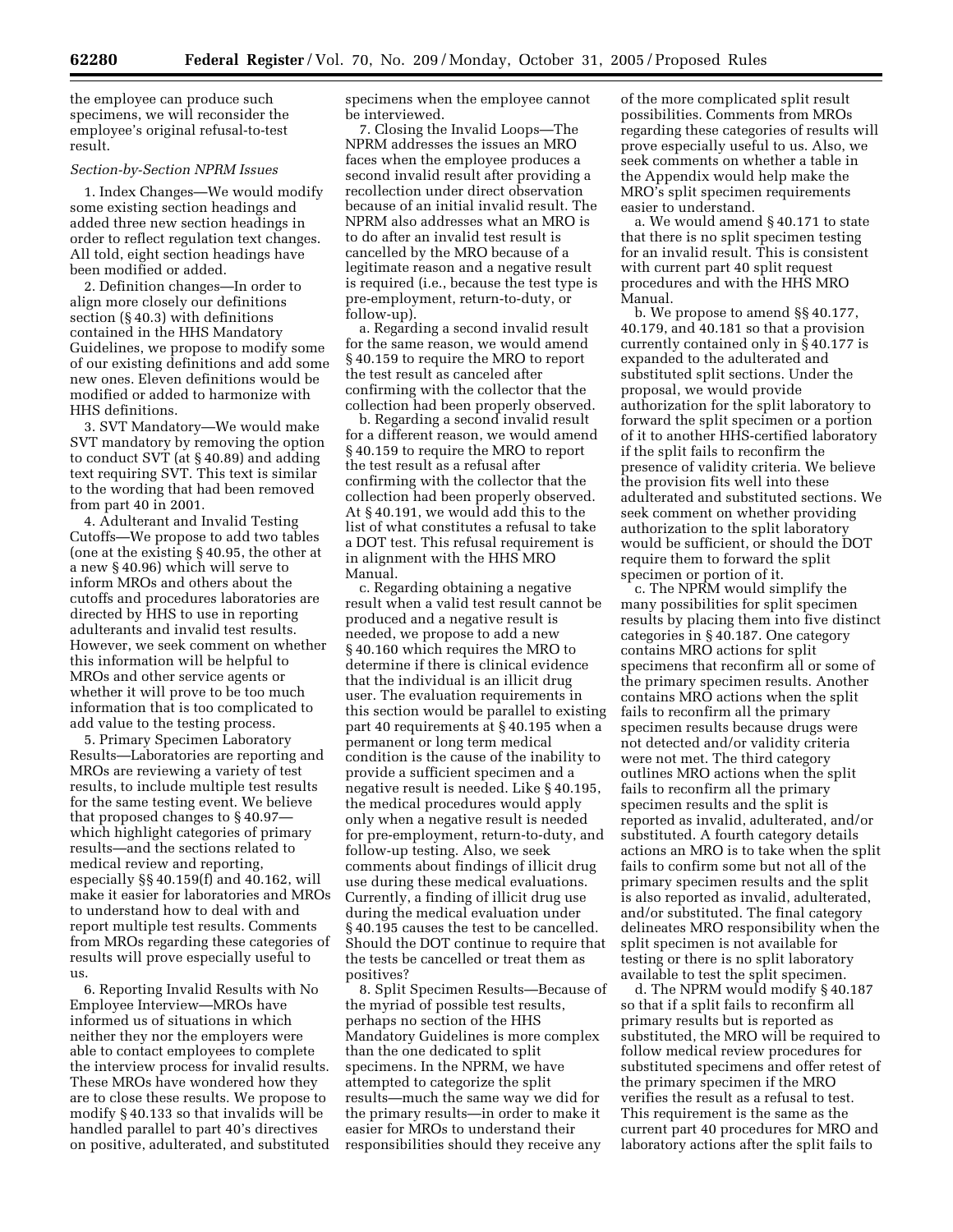the employee can produce such specimens, we will reconsider the employee's original refusal-to-test result.

*Section-by-Section NPRM Issues*

1. Index Changes—We would modify some existing section headings and added three new section headings in order to reflect regulation text changes. All told, eight section headings have been modified or added.

2. Definition changes—In order to align more closely our definitions section (§ 40.3) with definitions contained in the HHS Mandatory Guidelines, we propose to modify some of our existing definitions and add some new ones. Eleven definitions would be modified or added to harmonize with HHS definitions.

3. SVT Mandatory—We would make SVT mandatory by removing the option to conduct SVT (at § 40.89) and adding text requiring SVT. This text is similar to the wording that had been removed from part 40 in 2001.

4. Adulterant and Invalid Testing Cutoffs—We propose to add two tables (one at the existing § 40.95, the other at a new § 40.96) which will serve to inform MROs and others about the cutoffs and procedures laboratories are directed by HHS to use in reporting adulterants and invalid test results. However, we seek comment on whether this information will be helpful to MROs and other service agents or whether it will prove to be too much information that is too complicated to add value to the testing process.

5. Primary Specimen Laboratory Results—Laboratories are reporting and MROs are reviewing a variety of test results, to include multiple test results for the same testing event. We believe that proposed changes to § 40.97—which highlight categories of primary results—and the sections related to medical review and reporting, especially §§ 40.159(f) and 40.162, will make it easier for laboratories and MROs to understand how to deal with and report multiple test results. Comments from MROs regarding these categories of results will prove especially useful to us.

6. Reporting Invalid Results with No Employee Interview—MROs have informed us of situations in which neither they nor the employers were able to contact employees to complete the interview process for invalid results. These MROs have wondered how they are to close these results. We propose to modify § 40.133 so that invalids will be handled parallel to part 40's directives on positive, adulterated, and substituted specimens when the employee cannot be interviewed.

7. Closing the Invalid Loops—The NPRM addresses the issues an MRO faces when the employee produces a second invalid result after providing a recollection under direct observation because of an initial invalid result. The NPRM also addresses what an MRO is to do after an invalid test result is cancelled by the MRO because of a legitimate reason and a negative result is required (i.e., because the test type is pre-employment, return-to-duty, or follow-up).

a. Regarding a second invalid result for the same reason, we would amend § 40.159 to require the MRO to report the test result as canceled after confirming with the collector that the collection had been properly observed.

b. Regarding a second invalid result for a different reason, we would amend § 40.159 to require the MRO to report the test result as a refusal after confirming with the collector that the collection had been properly observed. At § 40.191, we would add this to the list of what constitutes a refusal to take a DOT test. This refusal requirement is in alignment with the HHS MRO Manual.

c. Regarding obtaining a negative result when a valid test result cannot be produced and a negative result is needed, we propose to add a new § 40.160 which requires the MRO to determine if there is clinical evidence that the individual is an illicit drug user. The evaluation requirements in this section would be parallel to existing part 40 requirements at § 40.195 when a permanent or long term medical condition is the cause of the inability to provide a sufficient specimen and a negative result is needed. Like § 40.195, the medical procedures would apply only when a negative result is needed for pre-employment, return-to-duty, and follow-up testing. Also, we seek comments about findings of illicit drug use during these medical evaluations. Currently, a finding of illicit drug use during the medical evaluation under § 40.195 causes the test to be cancelled. Should the DOT continue to require that the tests be cancelled or treat them as positives?

8. Split Specimen Results—Because of the myriad of possible test results, perhaps no section of the HHS Mandatory Guidelines is more complex than the one dedicated to split specimens. In the NPRM, we have attempted to categorize the split results—much the same way we did for the primary results—in order to make it easier for MROs to understand their responsibilities should they receive any of the more complicated split result possibilities. Comments from MROs regarding these categories of results will prove especially useful to us. Also, we seek comments on whether a table in the Appendix would help make the MRO's split specimen requirements easier to understand.

a. We would amend § 40.171 to state that there is no split specimen testing for an invalid result. This is consistent with current part 40 split request procedures and with the HHS MRO Manual.

b. We propose to amend §§ 40.177, 40.179, and 40.181 so that a provision currently contained only in § 40.177 is expanded to the adulterated and substituted split sections. Under the proposal, we would provide authorization for the split laboratory to forward the split specimen or a portion of it to another HHS-certified laboratory if the split fails to reconfirm the presence of validity criteria. We believe the provision fits well into these adulterated and substituted sections. We seek comment on whether providing authorization to the split laboratory would be sufficient, or should the DOT require them to forward the split specimen or portion of it.

c. The NPRM would simplify the many possibilities for split specimen results by placing them into five distinct categories in § 40.187. One category contains MRO actions for split specimens that reconfirm all or some of the primary specimen results. Another contains MRO actions when the split fails to reconfirm all the primary specimen results because drugs were not detected and/or validity criteria were not met. The third category outlines MRO actions when the split fails to reconfirm all the primary specimen results and the split is reported as invalid, adulterated, and/or substituted. A fourth category details actions an MRO is to take when the split fails to confirm some but not all of the primary specimen results and the split is also reported as invalid, adulterated, and/or substituted. The final category delineates MRO responsibility when the split specimen is not available for testing or there is no split laboratory available to test the split specimen.

d. The NPRM would modify § 40.187 so that if a split fails to reconfirm all primary results but is reported as substituted, the MRO will be required to follow medical review procedures for substituted specimens and offer retest of the primary specimen if the MRO verifies the result as a refusal to test. This requirement is the same as the current part 40 procedures for MRO and laboratory actions after the split fails to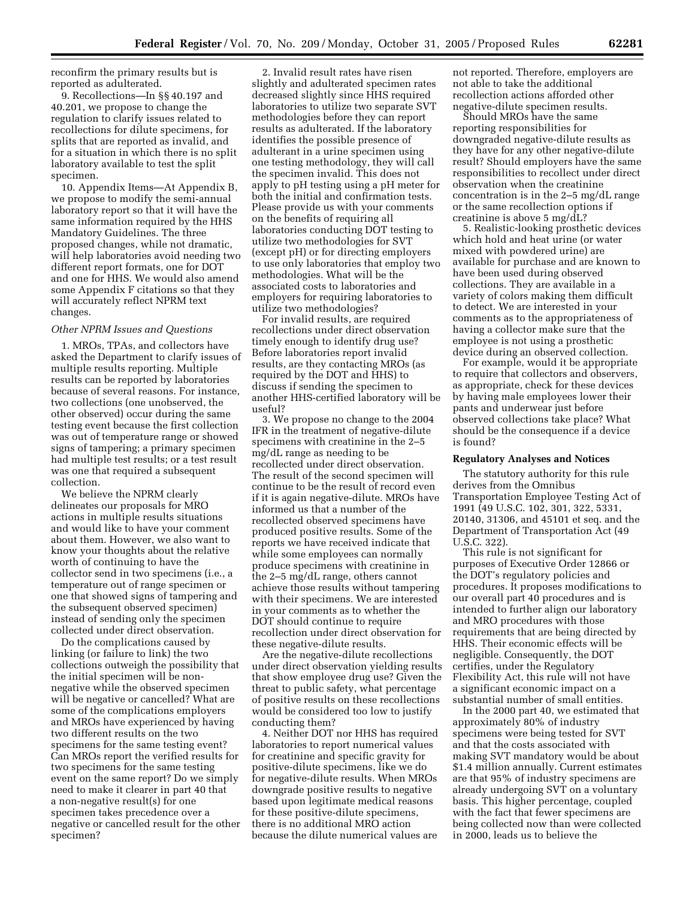reconfirm the primary results but is reported as adulterated.

9. Recollections—In §§ 40.197 and 40.201, we propose to change the regulation to clarify issues related to recollections for dilute specimens, for splits that are reported as invalid, and for a situation in which there is no split laboratory available to test the split specimen.

10. Appendix Items—At Appendix B, we propose to modify the semi-annual laboratory report so that it will have the same information required by the HHS Mandatory Guidelines. The three proposed changes, while not dramatic, will help laboratories avoid needing two different report formats, one for DOT and one for HHS. We would also amend some Appendix F citations so that they will accurately reflect NPRM text changes.

*Other NPRM Issues and Questions*

1. MROs, TPAs, and collectors have asked the Department to clarify issues of multiple results reporting. Multiple results can be reported by laboratories because of several reasons. For instance, two collections (one unobserved, the other observed) occur during the same testing event because the first collection was out of temperature range or showed signs of tampering; a primary specimen had multiple test results; or a test result was one that required a subsequent collection.

We believe the NPRM clearly delineates our proposals for MRO actions in multiple results situations and would like to have your comment about them. However, we also want to know your thoughts about the relative worth of continuing to have the collector send in two specimens (i.e., a temperature out of range specimen or one that showed signs of tampering and the subsequent observed specimen) instead of sending only the specimen collected under direct observation.

Do the complications caused by linking (or failure to link) the two collections outweigh the possibility that the initial specimen will be non-negative while the observed specimen will be negative or cancelled? What are some of the complications employers and MROs have experienced by having two different results on the two specimens for the same testing event? Can MROs report the verified results for two specimens for the same testing event on the same report? Do we simply need to make it clearer in part 40 that a non-negative result(s) for one specimen takes precedence over a negative or cancelled result for the other specimen?

2. Invalid result rates have risen slightly and adulterated specimen rates decreased slightly since HHS required laboratories to utilize two separate SVT methodologies before they can report results as adulterated. If the laboratory identifies the possible presence of adulterant in a urine specimen using one testing methodology, they will call the specimen invalid. This does not apply to pH testing using a pH meter for both the initial and confirmation tests. Please provide us with your comments on the benefits of requiring all laboratories conducting DOT testing to utilize two methodologies for SVT (except pH) or for directing employers to use only laboratories that employ two methodologies. What will be the associated costs to laboratories and employers for requiring laboratories to utilize two methodologies?

For invalid results, are required recollections under direct observation timely enough to identify drug use? Before laboratories report invalid results, are they contacting MROs (as required by the DOT and HHS) to discuss if sending the specimen to another HHS-certified laboratory will be useful?

3. We propose no change to the 2004 IFR in the treatment of negative-dilute specimens with creatinine in the 2–5 mg/dL range as needing to be recollected under direct observation. The result of the second specimen will continue to be the result of record even if it is again negative-dilute. MROs have informed us that a number of the recollected observed specimens have produced positive results. Some of the reports we have received indicate that while some employees can normally produce specimens with creatinine in the 2–5 mg/dL range, others cannot achieve those results without tampering with their specimens. We are interested in your comments as to whether the DOT should continue to require recollection under direct observation for these negative-dilute results.

Are the negative-dilute recollections under direct observation yielding results that show employee drug use? Given the threat to public safety, what percentage of positive results on these recollections would be considered too low to justify conducting them?

4. Neither DOT nor HHS has required laboratories to report numerical values for creatinine and specific gravity for positive-dilute specimens, like we do for negative-dilute results. When MROs downgrade positive results to negative based upon legitimate medical reasons for these positive-dilute specimens, there is no additional MRO action because the dilute numerical values are not reported. Therefore, employers are not able to take the additional recollection actions afforded other negative-dilute specimen results.

Should MROs have the same reporting responsibilities for downgraded negative-dilute results as they have for any other negative-dilute result? Should employers have the same responsibilities to recollect under direct observation when the creatinine concentration is in the 2–5 mg/dL range or the same recollection options if creatinine is above 5 mg/dL?

5. Realistic-looking prosthetic devices which hold and heat urine (or water mixed with powdered urine) are available for purchase and are known to have been used during observed collections. They are available in a variety of colors making them difficult to detect. We are interested in your comments as to the appropriateness of having a collector make sure that the employee is not using a prosthetic device during an observed collection.

For example, would it be appropriate to require that collectors and observers, as appropriate, check for these devices by having male employees lower their pants and underwear just before observed collections take place? What should be the consequence if a device is found?

**Regulatory Analyses and Notices**

The statutory authority for this rule derives from the Omnibus Transportation Employee Testing Act of 1991 (49 U.S.C. 102, 301, 322, 5331, 20140, 31306, and 45101 et seq. and the Department of Transportation Act (49 U.S.C. 322).

This rule is not significant for purposes of Executive Order 12866 or the DOT's regulatory policies and procedures. It proposes modifications to our overall part 40 procedures and is intended to further align our laboratory and MRO procedures with those requirements that are being directed by HHS. Their economic effects will be negligible. Consequently, the DOT certifies, under the Regulatory Flexibility Act, this rule will not have a significant economic impact on a substantial number of small entities.

In the 2000 part 40, we estimated that approximately 80% of industry specimens were being tested for SVT and that the costs associated with making SVT mandatory would be about $1.4 million annually. Current estimates are that 95% of industry specimens are already undergoing SVT on a voluntary basis. This higher percentage, coupled with the fact that fewer specimens are being collected now than were collected in 2000, leads us to believe the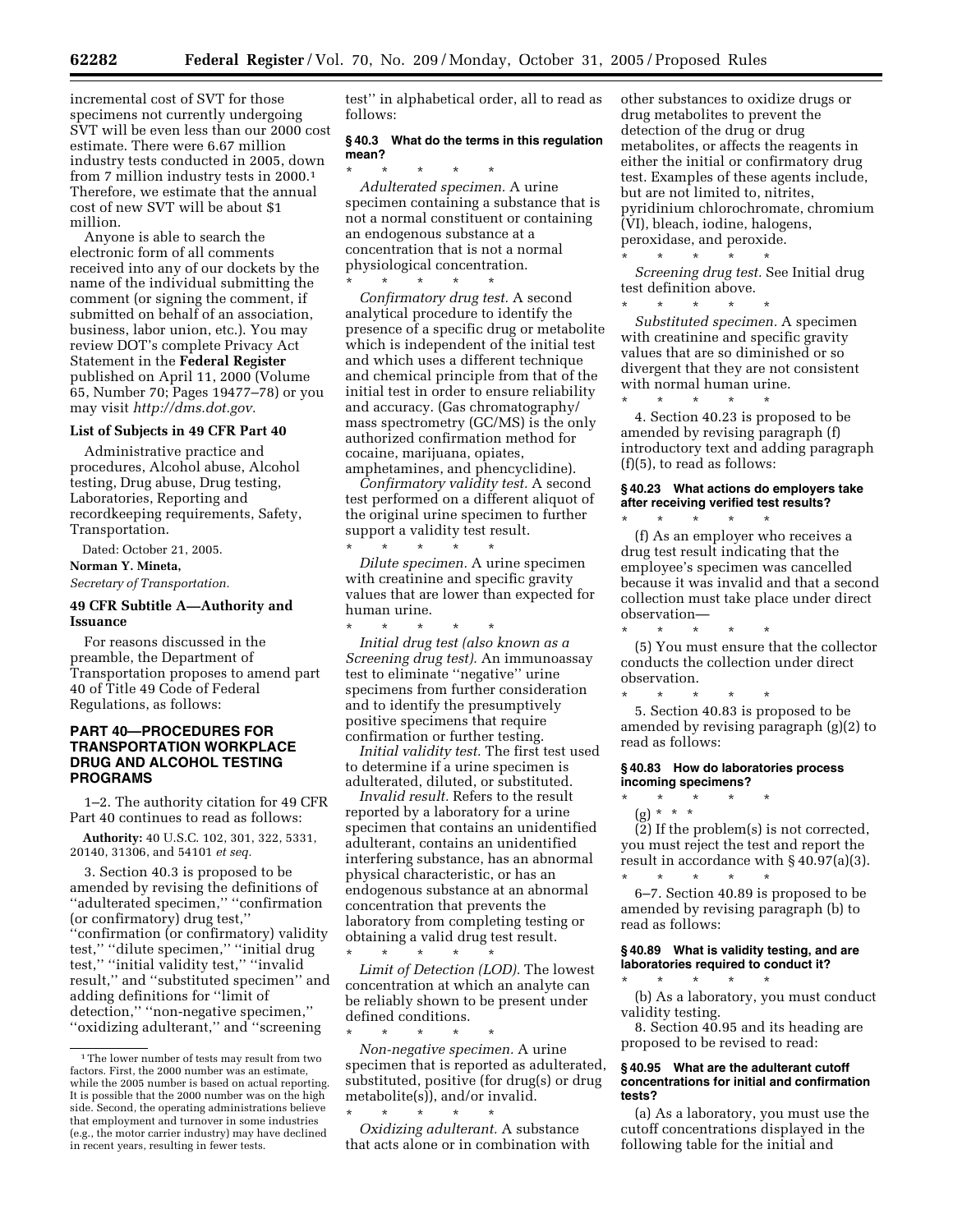incremental cost of SVT for those specimens not currently undergoing SVT will be even less than our 2000 cost estimate. There were 6.67 million industry tests conducted in 2005, down from 7 million industry tests in 2000.[1] Therefore, we estimate that the annual cost of new SVT will be about $1 million.

Anyone is able to search the electronic form of all comments received into any of our dockets by the name of the individual submitting the comment (or signing the comment, if submitted on behalf of an association, business, labor union, etc.). You may review DOT's complete Privacy Act Statement in the **Federal Register** published on April 11, 2000 (Volume 65, Number 70; Pages 19477–78) or you may visit *http://dms.dot.gov.*

### List of Subjects in 49 CFR Part 40

Administrative practice and procedures, Alcohol abuse, Alcohol testing, Drug abuse, Drug testing, Laboratories, Reporting and recordkeeping requirements, Safety, Transportation.

Dated: October 21, 2005.

**Norman Y. Mineta,**

*Secretary of Transportation.*

### 49 CFR Subtitle A—Authority and Issuance

For reasons discussed in the preamble, the Department of Transportation proposes to amend part 40 of Title 49 Code of Federal Regulations, as follows:

## PART 40—PROCEDURES FOR TRANSPORTATION WORKPLACE DRUG AND ALCOHOL TESTING PROGRAMS

1–2. The authority citation for 49 CFR Part 40 continues to read as follows:

**Authority:** 40 U.S.C. 102, 301, 322, 5331, 20140, 31306, and 54101 *et seq.*

3. Section 40.3 is proposed to be amended by revising the definitions of ''adulterated specimen,'' ''confirmation (or confirmatory) drug test,'' ''confirmation (or confirmatory) validity test,'' ''dilute specimen,'' ''initial drug test,'' ''initial validity test,'' ''invalid result,'' and ''substituted specimen'' and adding definitions for ''limit of detection,'' ''non-negative specimen,'' ''oxidizing adulterant,'' and ''screening test'' in alphabetical order, all to read as follows:

### § 40.3 What do the terms in this regulation mean?

\* \* \* \* \*

*Adulterated specimen.* A urine specimen containing a substance that is not a normal constituent or containing an endogenous substance at a concentration that is not a normal physiological concentration.

\* \* \* \* \*

*Confirmatory drug test.* A second analytical procedure to identify the presence of a specific drug or metabolite which is independent of the initial test and which uses a different technique and chemical principle from that of the initial test in order to ensure reliability and accuracy. (Gas chromatography/mass spectrometry (GC/MS) is the only authorized confirmation method for cocaine, marijuana, opiates, amphetamines, and phencyclidine).

*Confirmatory validity test.* A second test performed on a different aliquot of the original urine specimen to further support a validity test result.

\* \* \* \* \*

*Dilute specimen.* A urine specimen with creatinine and specific gravity values that are lower than expected for human urine.

\* \* \* \* \*

*Initial drug test (also known as a Screening drug test).* An immunoassay test to eliminate ''negative'' urine specimens from further consideration and to identify the presumptively positive specimens that require confirmation or further testing.

*Initial validity test.* The first test used to determine if a urine specimen is adulterated, diluted, or substituted.

*Invalid result.* Refers to the result reported by a laboratory for a urine specimen that contains an unidentified adulterant, contains an unidentified interfering substance, has an abnormal physical characteristic, or has an endogenous substance at an abnormal concentration that prevents the laboratory from completing testing or obtaining a valid drug test result.

\* \* \* \* \*

*Limit of Detection (LOD).* The lowest concentration at which an analyte can be reliably shown to be present under defined conditions.

\* \* \* \* \*

*Non-negative specimen.* A urine specimen that is reported as adulterated, substituted, positive (for drug(s) or drug metabolite(s)), and/or invalid.

\* \* \* \* \*

*Oxidizing adulterant.* A substance that acts alone or in combination with other substances to oxidize drugs or drug metabolites to prevent the detection of the drug or drug metabolites, or affects the reagents in either the initial or confirmatory drug test. Examples of these agents include, but are not limited to, nitrites, pyridinium chlorochromate, chromium (VI), bleach, iodine, halogens, peroxidase, and peroxide.

\* \* \* \* \*

*Screening drug test.* See Initial drug test definition above.

\* \* \* \* \*

*Substituted specimen.* A specimen with creatinine and specific gravity values that are so diminished or so divergent that they are not consistent with normal human urine.

\* \* \* \* \*

4. Section 40.23 is proposed to be amended by revising paragraph (f) introductory text and adding paragraph (f)(5), to read as follows:

### § 40.23 What actions do employers take after receiving verified test results?

\* \* \* \* \*

(f) As an employer who receives a drug test result indicating that the employee's specimen was cancelled because it was invalid and that a second collection must take place under direct observation—

\* \* \* \* \*

(5) You must ensure that the collector conducts the collection under direct observation.

\* \* \* \* \*

5. Section 40.83 is proposed to be amended by revising paragraph (g)(2) to read as follows:

### § 40.83 How do laboratories process incoming specimens?

\* \* \* \* \*

(g) \* \* \*

(2) If the problem(s) is not corrected, you must reject the test and report the result in accordance with § 40.97(a)(3).

\* \* \* \* \*

6–7. Section 40.89 is proposed to be amended by revising paragraph (b) to read as follows:

### § 40.89 What is validity testing, and are laboratories required to conduct it?

\* \* \* \* \*

(b) As a laboratory, you must conduct validity testing.

8. Section 40.95 and its heading are proposed to be revised to read:

### § 40.95 What are the adulterant cutoff concentrations for initial and confirmation tests?

(a) As a laboratory, you must use the cutoff concentrations displayed in the following table for the initial and

---

[1] The lower number of tests may result from two factors. First, the 2000 number was an estimate, while the 2005 number is based on actual reporting. It is possible that the 2000 number was on the high side. Second, the operating administrations believe that employment and turnover in some industries (e.g., the motor carrier industry) may have declined in recent years, resulting in fewer tests.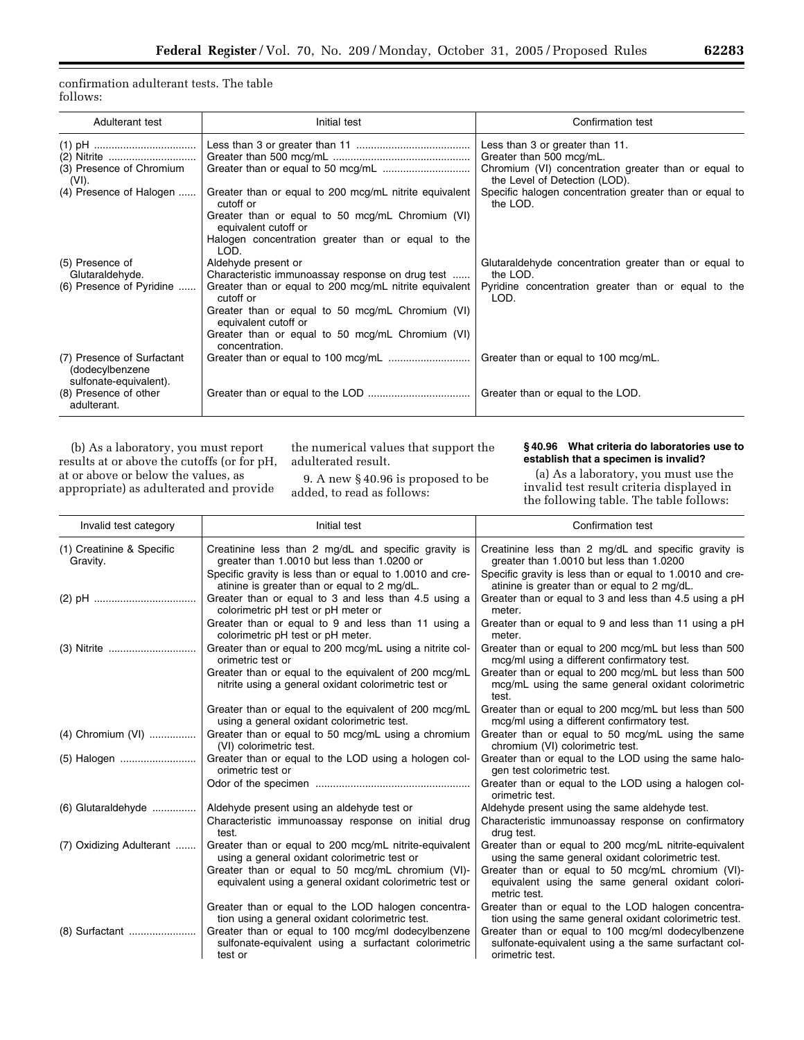confirmation adulterant tests. The table follows:

| Adulterant test | Initial test | Confirmation test |
|---|---|---|
| (1) pH | Less than 3 or greater than 11 | Less than 3 or greater than 11. |
| (2) Nitrite | Greater than 500 mcg/mL | Greater than 500 mcg/mL. |
| (3) Presence of Chromium (VI). | Greater than or equal to 50 mcg/mL | Chromium (VI) concentration greater than or equal to the Level of Detection (LOD). |
| (4) Presence of Halogen | Greater than or equal to 200 mcg/mL nitrite equivalent cutoff or<br>Greater than or equal to 50 mcg/mL Chromium (VI) equivalent cutoff or<br>Halogen concentration greater than or equal to the LOD. | Specific halogen concentration greater than or equal to the LOD. |
| (5) Presence of Glutaraldehyde. | Aldehyde present or<br>Characteristic immunoassay response on drug test | Glutaraldehyde concentration greater than or equal to the LOD. |
| (6) Presence of Pyridine | Greater than or equal to 200 mcg/mL nitrite equivalent cutoff or<br>Greater than or equal to 50 mcg/mL Chromium (VI) equivalent cutoff or<br>Greater than or equal to 50 mcg/mL Chromium (VI) concentration. | Pyridine concentration greater than or equal to the LOD. |
| (7) Presence of Surfactant (dodecylbenzene sulfonate-equivalent). | Greater than or equal to 100 mcg/mL | Greater than or equal to 100 mcg/mL. |
| (8) Presence of other adulterant. | Greater than or equal to the LOD | Greater than or equal to the LOD. |

(b) As a laboratory, you must report results at or above the cutoffs (or for pH, at or above or below the values, as appropriate) as adulterated and provide the numerical values that support the adulterated result.

9. A new § 40.96 is proposed to be added, to read as follows:

**§ 40.96 What criteria do laboratories use to establish that a specimen is invalid?**

(a) As a laboratory, you must use the invalid test result criteria displayed in the following table. The table follows:

| Invalid test category | Initial test | Confirmation test |
|---|---|---|
| (1) Creatinine & Specific Gravity. | Creatinine less than 2 mg/dL and specific gravity is greater than 1.0010 but less than 1.0200 or<br>Specific gravity is less than or equal to 1.0010 and creatinine is greater than or equal to 2 mg/dL. | Creatinine less than 2 mg/dL and specific gravity is greater than 1.0010 but less than 1.0200<br>Specific gravity is less than or equal to 1.0010 and creatinine is greater than or equal to 2 mg/dL. |
| (2) pH | Greater than or equal to 3 and less than 4.5 using a colorimetric pH test or pH meter or<br>Greater than or equal to 9 and less than 11 using a colorimetric pH test or pH meter. | Greater than or equal to 3 and less than 4.5 using a pH meter.<br>Greater than or equal to 9 and less than 11 using a pH meter. |
| (3) Nitrite | Greater than or equal to 200 mcg/mL using a nitrite colorimetric test or<br>Greater than or equal to the equivalent of 200 mcg/mL nitrite using a general oxidant colorimetric test or<br>Greater than or equal to the equivalent of 200 mcg/mL using a general oxidant colorimetric test. | Greater than or equal to 200 mcg/mL but less than 500 mcg/ml using a different confirmatory test.<br>Greater than or equal to 200 mcg/mL but less than 500 mcg/mL using the same general oxidant colorimetric test.<br>Greater than or equal to 200 mcg/mL but less than 500 mcg/ml using a different confirmatory test. |
| (4) Chromium (VI) | Greater than or equal to 50 mcg/mL using a chromium (VI) colorimetric test. | Greater than or equal to 50 mcg/mL using the same chromium (VI) colorimetric test. |
| (5) Halogen | Greater than or equal to the LOD using a hologen colorimetric test or<br>Odor of the specimen | Greater than or equal to the LOD using the same halogen test colorimetric test.<br>Greater than or equal to the LOD using a halogen colorimetric test. |
| (6) Glutaraldehyde | Aldehyde present using an aldehyde test or<br>Characteristic immunoassay response on initial drug test. | Aldehyde present using the same aldehyde test.<br>Characteristic immunoassay response on confirmatory drug test. |
| (7) Oxidizing Adulterant | Greater than or equal to 200 mcg/mL nitrite-equivalent using a general oxidant colorimetric test or<br>Greater than or equal to 50 mcg/mL chromium (VI)-equivalent using a general oxidant colorimetric test or<br>Greater than or equal to the LOD halogen concentration using a general oxidant colorimetric test. | Greater than or equal to 200 mcg/mL nitrite-equivalent using the same general oxidant colorimetric test.<br>Greater than or equal to 50 mcg/mL chromium (VI)-equivalent using the same general oxidant colorimetric test.<br>Greater than or equal to the LOD halogen concentration using the same general oxidant colorimetric test. |
| (8) Surfactant | Greater than or equal to 100 mcg/ml dodecylbenzene sulfonate-equivalent using a surfactant colorimetric test or | Greater than or equal to 100 mcg/ml dodecylbenzene sulfonate-equivalent using a the same surfactant colorimetric test. |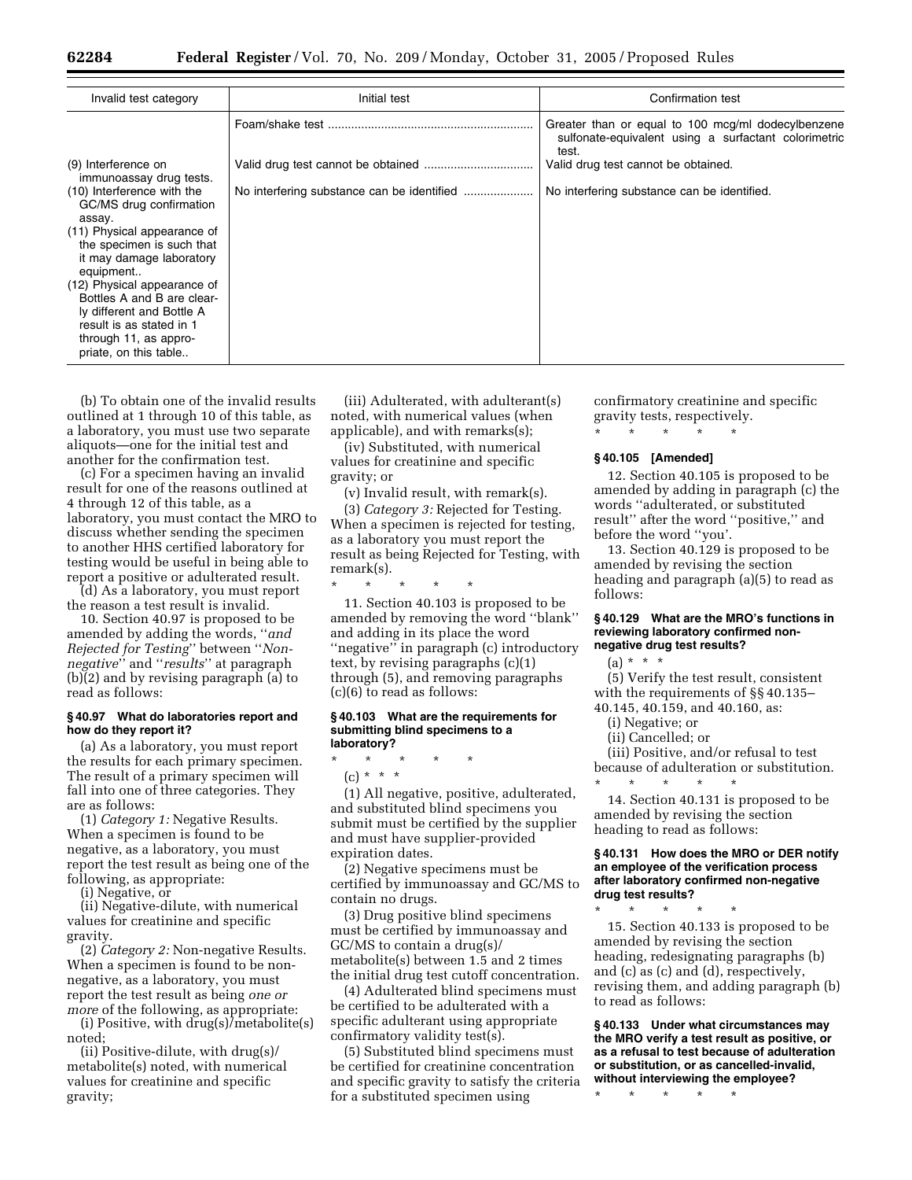| Invalid test category | Initial test | Confirmation test |
| --- | --- | --- |
| | Foam/shake test | Greater than or equal to 100 mcg/ml dodecylbenzene sulfonate-equivalent using a surfactant colorimetric test. |
| (9) Interference on immunoassay drug tests. | Valid drug test cannot be obtained | Valid drug test cannot be obtained. |
| (10) Interference with the GC/MS drug confirmation assay. | No interfering substance can be identified | No interfering substance can be identified. |
| (11) Physical appearance of the specimen is such that it may damage laboratory equipment.. | | |
| (12) Physical appearance of Bottles A and B are clearly different and Bottle A result is as stated in 1 through 11, as appropriate, on this table.. | | |

(b) To obtain one of the invalid results outlined at 1 through 10 of this table, as a laboratory, you must use two separate aliquots—one for the initial test and another for the confirmation test.

(c) For a specimen having an invalid result for one of the reasons outlined at 4 through 12 of this table, as a laboratory, you must contact the MRO to discuss whether sending the specimen to another HHS certified laboratory for testing would be useful in being able to report a positive or adulterated result.

(d) As a laboratory, you must report the reason a test result is invalid.

10. Section 40.97 is proposed to be amended by adding the words, ''*and Rejected for Testing*'' between ''*Non-negative*'' and ''*results*'' at paragraph (b)(2) and by revising paragraph (a) to read as follows:

#### § 40.97 What do laboratories report and how do they report it?

(a) As a laboratory, you must report the results for each primary specimen. The result of a primary specimen will fall into one of three categories. They are as follows:

(1) *Category 1:* Negative Results. When a specimen is found to be negative, as a laboratory, you must report the test result as being one of the following, as appropriate:

(i) Negative, or

(ii) Negative-dilute, with numerical values for creatinine and specific gravity.

(2) *Category 2:* Non-negative Results. When a specimen is found to be non-negative, as a laboratory, you must report the test result as being *one or more* of the following, as appropriate:

(i) Positive, with drug(s)/metabolite(s) noted;

(ii) Positive-dilute, with drug(s)/metabolite(s) noted, with numerical values for creatinine and specific gravity;

(iii) Adulterated, with adulterant(s) noted, with numerical values (when applicable), and with remarks(s);

(iv) Substituted, with numerical values for creatinine and specific gravity; or

(v) Invalid result, with remark(s).

(3) *Category 3:* Rejected for Testing. When a specimen is rejected for testing, as a laboratory you must report the result as being Rejected for Testing, with remark(s).

\* \* \* \* \*

11. Section 40.103 is proposed to be amended by removing the word ''blank'' and adding in its place the word ''negative'' in paragraph (c) introductory text, by revising paragraphs (c)(1) through (5), and removing paragraphs (c)(6) to read as follows:

#### § 40.103 What are the requirements for submitting blind specimens to a laboratory?

\* \* \* \* \*

(c) \* \* \*

(1) All negative, positive, adulterated, and substituted blind specimens you submit must be certified by the supplier and must have supplier-provided expiration dates.

(2) Negative specimens must be certified by immunoassay and GC/MS to contain no drugs.

(3) Drug positive blind specimens must be certified by immunoassay and GC/MS to contain a drug(s)/metabolite(s) between 1.5 and 2 times the initial drug test cutoff concentration.

(4) Adulterated blind specimens must be certified to be adulterated with a specific adulterant using appropriate confirmatory validity test(s).

(5) Substituted blind specimens must be certified for creatinine concentration and specific gravity to satisfy the criteria for a substituted specimen using confirmatory creatinine and specific gravity tests, respectively.

\* \* \* \* \*

#### § 40.105 [Amended]

12. Section 40.105 is proposed to be amended by adding in paragraph (c) the words ''adulterated, or substituted result'' after the word ''positive,'' and before the word ''you'.

13. Section 40.129 is proposed to be amended by revising the section heading and paragraph (a)(5) to read as follows:

#### § 40.129 What are the MRO's functions in reviewing laboratory confirmed non-negative drug test results?

(a) \* \* \*

(5) Verify the test result, consistent with the requirements of §§ 40.135–40.145, 40.159, and 40.160, as:

(i) Negative; or

(ii) Cancelled; or

(iii) Positive, and/or refusal to test because of adulteration or substitution.

\* \* \* \* \*

14. Section 40.131 is proposed to be amended by revising the section heading to read as follows:

#### § 40.131 How does the MRO or DER notify an employee of the verification process after laboratory confirmed non-negative drug test results?

\* \* \* \* \*

15. Section 40.133 is proposed to be amended by revising the section heading, redesignating paragraphs (b) and (c) as (c) and (d), respectively, revising them, and adding paragraph (b) to read as follows:

#### § 40.133 Under what circumstances may the MRO verify a test result as positive, or as a refusal to test because of adulteration or substitution, or as cancelled-invalid, without interviewing the employee?

\* \* \* \* \*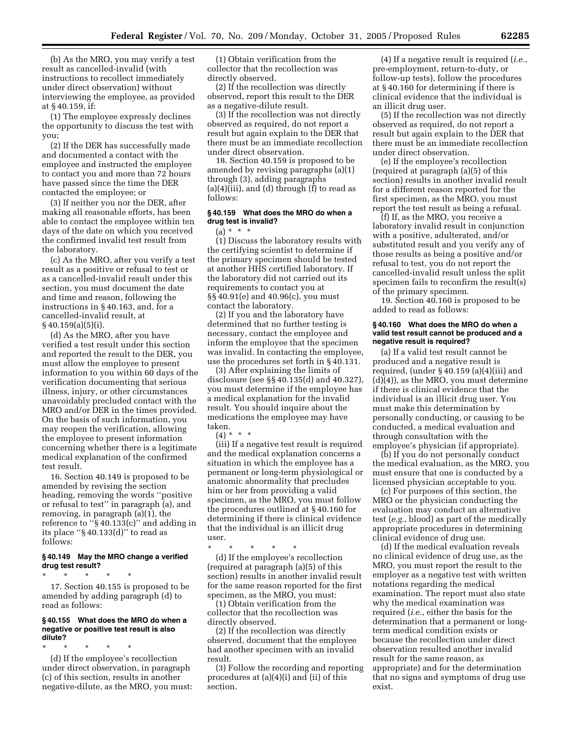(b) As the MRO, you may verify a test result as cancelled-invalid (with instructions to recollect immediately under direct observation) without interviewing the employee, as provided at § 40.159, if:

(1) The employee expressly declines the opportunity to discuss the test with you;

(2) If the DER has successfully made and documented a contact with the employee and instructed the employee to contact you and more than 72 hours have passed since the time the DER contacted the employee; or

(3) If neither you nor the DER, after making all reasonable efforts, has been able to contact the employee within ten days of the date on which you received the confirmed invalid test result from the laboratory.

(c) As the MRO, after you verify a test result as a positive or refusal to test or as a cancelled-invalid result under this section, you must document the date and time and reason, following the instructions in § 40.163, and, for a cancelled-invalid result, at § 40.159(a)(5)(i).

(d) As the MRO, after you have verified a test result under this section and reported the result to the DER, you must allow the employee to present information to you within 60 days of the verification documenting that serious illness, injury, or other circumstances unavoidably precluded contact with the MRO and/or DER in the times provided. On the basis of such information, you may reopen the verification, allowing the employee to present information concerning whether there is a legitimate medical explanation of the confirmed test result.

16. Section 40.149 is proposed to be amended by revising the section heading, removing the words ''positive or refusal to test'' in paragraph (a), and removing, in paragraph (a)(1), the reference to ''§ 40.133(c)'' and adding in its place ''§ 40.133(d)'' to read as follows:

### § 40.149 May the MRO change a verified drug test result?

\* \* \* \* \*

17. Section 40.155 is proposed to be amended by adding paragraph (d) to read as follows:

### § 40.155 What does the MRO do when a negative or positive test result is also dilute?

\* \* \* \* \*

(d) If the employee's recollection under direct observation, in paragraph (c) of this section, results in another negative-dilute, as the MRO, you must:

(1) Obtain verification from the collector that the recollection was directly observed.

(2) If the recollection was directly observed, report this result to the DER as a negative-dilute result.

(3) If the recollection was not directly observed as required, do not report a result but again explain to the DER that there must be an immediate recollection under direct observation.

18. Section 40.159 is proposed to be amended by revising paragraphs (a)(1) through (3), adding paragraphs (a)(4)(iii), and (d) through (f) to read as follows:

### § 40.159 What does the MRO do when a drug test is invalid?

(a) \* \* \*

(1) Discuss the laboratory results with the certifying scientist to determine if the primary specimen should be tested at another HHS certified laboratory. If the laboratory did not carried out its requirements to contact you at §§ 40.91(e) and 40.96(c), you must contact the laboratory.

(2) If you and the laboratory have determined that no further testing is necessary, contact the employee and inform the employee that the specimen was invalid. In contacting the employee, use the procedures set forth in § 40.131.

(3) After explaining the limits of disclosure (see §§ 40.135(d) and 40.327), you must determine if the employee has a medical explanation for the invalid result. You should inquire about the medications the employee may have taken.

(4) \* \* \*

(iii) If a negative test result is required and the medical explanation concerns a situation in which the employee has a permanent or long-term physiological or anatomic abnormality that precludes him or her from providing a valid specimen, as the MRO, you must follow the procedures outlined at § 40.160 for determining if there is clinical evidence that the individual is an illicit drug user.

\* \* \* \* \*

(d) If the employee's recollection (required at paragraph (a)(5) of this section) results in another invalid result for the same reason reported for the first specimen, as the MRO, you must:

(1) Obtain verification from the collector that the recollection was directly observed.

(2) If the recollection was directly observed, document that the employee had another specimen with an invalid result.

(3) Follow the recording and reporting procedures at (a)(4)(i) and (ii) of this section.

(4) If a negative result is required (*i.e.*, pre-employment, return-to-duty, or follow-up tests), follow the procedures at § 40.160 for determining if there is clinical evidence that the individual is an illicit drug user.

(5) If the recollection was not directly observed as required, do not report a result but again explain to the DER that there must be an immediate recollection under direct observation.

(e) If the employee's recollection (required at paragraph (a)(5) of this section) results in another invalid result for a different reason reported for the first specimen, as the MRO, you must report the test result as being a refusal.

(f) If, as the MRO, you receive a laboratory invalid result in conjunction with a positive, adulterated, and/or substituted result and you verify any of those results as being a positive and/or refusal to test, you do not report the cancelled-invalid result unless the split specimen fails to reconfirm the result(s) of the primary specimen.

19. Section 40.160 is proposed to be added to read as follows:

### § 40.160 What does the MRO do when a valid test result cannot be produced and a negative result is required?

(a) If a valid test result cannot be produced and a negative result is required, (under § 40.159 (a)(4)(iii) and (d)(4)), as the MRO, you must determine if there is clinical evidence that the individual is an illicit drug user. You must make this determination by personally conducting, or causing to be conducted, a medical evaluation and through consultation with the employee's physician (if appropriate).

(b) If you do not personally conduct the medical evaluation, as the MRO, you must ensure that one is conducted by a licensed physician acceptable to you.

(c) For purposes of this section, the MRO or the physician conducting the evaluation may conduct an alternative test (*e.g.*, blood) as part of the medically appropriate procedures in determining clinical evidence of drug use.

(d) If the medical evaluation reveals no clinical evidence of drug use, as the MRO, you must report the result to the employer as a negative test with written notations regarding the medical examination. The report must also state why the medical examination was required (*i.e.*, either the basis for the determination that a permanent or long-term medical condition exists or because the recollection under direct observation resulted another invalid result for the same reason, as appropriate) and for the determination that no signs and symptoms of drug use exist.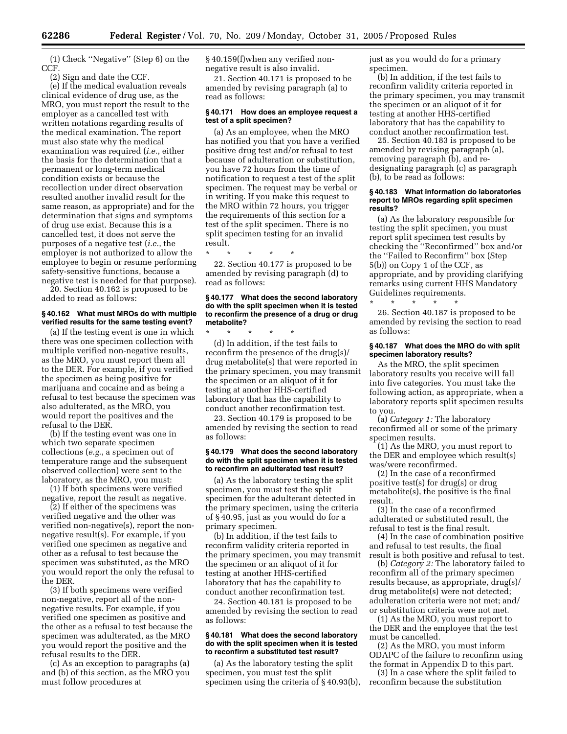(1) Check "Negative" (Step 6) on the CCF.

(2) Sign and date the CCF.

(e) If the medical evaluation reveals clinical evidence of drug use, as the MRO, you must report the result to the employer as a cancelled test with written notations regarding results of the medical examination. The report must also state why the medical examination was required (*i.e.*, either the basis for the determination that a permanent or long-term medical condition exists or because the recollection under direct observation resulted another invalid result for the same reason, as appropriate) and for the determination that signs and symptoms of drug use exist. Because this is a cancelled test, it does not serve the purposes of a negative test (*i.e.*, the employer is not authorized to allow the employee to begin or resume performing safety-sensitive functions, because a negative test is needed for that purpose).

20. Section 40.162 is proposed to be added to read as follows:

### § 40.162 What must MROs do with multiple verified results for the same testing event?

(a) If the testing event is one in which there was one specimen collection with multiple verified non-negative results, as the MRO, you must report them all to the DER. For example, if you verified the specimen as being positive for marijuana and cocaine and as being a refusal to test because the specimen was also adulterated, as the MRO, you would report the positives and the refusal to the DER.

(b) If the testing event was one in which two separate specimen collections (*e.g.*, a specimen out of temperature range and the subsequent observed collection) were sent to the laboratory, as the MRO, you must:

(1) If both specimens were verified negative, report the result as negative.

(2) If either of the specimens was verified negative and the other was verified non-negative(s), report the non-negative result(s). For example, if you verified one specimen as negative and other as a refusal to test because the specimen was substituted, as the MRO you would report the only the refusal to the DER.

(3) If both specimens were verified non-negative, report all of the non-negative results. For example, if you verified one specimen as positive and the other as a refusal to test because the specimen was adulterated, as the MRO you would report the positive and the refusal results to the DER.

(c) As an exception to paragraphs (a) and (b) of this section, as the MRO you must follow procedures at § 40.159(f)when any verified non-negative result is also invalid.

21. Section 40.171 is proposed to be amended by revising paragraph (a) to read as follows:

### § 40.171 How does an employee request a test of a split specimen?

(a) As an employee, when the MRO has notified you that you have a verified positive drug test and/or refusal to test because of adulteration or substitution, you have 72 hours from the time of notification to request a test of the split specimen. The request may be verbal or in writing. If you make this request to the MRO within 72 hours, you trigger the requirements of this section for a test of the split specimen. There is no split specimen testing for an invalid result.

\* \* \* \* \*

22. Section 40.177 is proposed to be amended by revising paragraph (d) to read as follows:

### § 40.177 What does the second laboratory do with the split specimen when it is tested to reconfirm the presence of a drug or drug metabolite?

\* \* \* \* \*

(d) In addition, if the test fails to reconfirm the presence of the drug(s)/drug metabolite(s) that were reported in the primary specimen, you may transmit the specimen or an aliquot of it for testing at another HHS-certified laboratory that has the capability to conduct another reconfirmation test.

23. Section 40.179 is proposed to be amended by revising the section to read as follows:

### § 40.179 What does the second laboratory do with the split specimen when it is tested to reconfirm an adulterated test result?

(a) As the laboratory testing the split specimen, you must test the split specimen for the adulterant detected in the primary specimen, using the criteria of § 40.95, just as you would do for a primary specimen.

(b) In addition, if the test fails to reconfirm validity criteria reported in the primary specimen, you may transmit the specimen or an aliquot of it for testing at another HHS-certified laboratory that has the capability to conduct another reconfirmation test.

24. Section 40.181 is proposed to be amended by revising the section to read as follows:

### § 40.181 What does the second laboratory do with the split specimen when it is tested to reconfirm a substituted test result?

(a) As the laboratory testing the split specimen, you must test the split specimen using the criteria of § 40.93(b), just as you would do for a primary specimen.

(b) In addition, if the test fails to reconfirm validity criteria reported in the primary specimen, you may transmit the specimen or an aliquot of it for testing at another HHS-certified laboratory that has the capability to conduct another reconfirmation test.

25. Section 40.183 is proposed to be amended by revising paragraph (a), removing paragraph (b), and re-designating paragraph (c) as paragraph (b), to be read as follows:

### § 40.183 What information do laboratories report to MROs regarding split specimen results?

(a) As the laboratory responsible for testing the split specimen, you must report split specimen test results by checking the "Reconfirmed" box and/or the "Failed to Reconfirm" box (Step 5(b)) on Copy 1 of the CCF, as appropriate, and by providing clarifying remarks using current HHS Mandatory Guidelines requirements.

\* \* \* \* \*

26. Section 40.187 is proposed to be amended by revising the section to read as follows:

### § 40.187 What does the MRO do with split specimen laboratory results?

As the MRO, the split specimen laboratory results you receive will fall into five categories. You must take the following action, as appropriate, when a laboratory reports split specimen results to you.

(a) *Category 1:* The laboratory reconfirmed all or some of the primary specimen results.

(1) As the MRO, you must report to the DER and employee which result(s) was/were reconfirmed.

(2) In the case of a reconfirmed positive test(s) for drug(s) or drug metabolite(s), the positive is the final result.

(3) In the case of a reconfirmed adulterated or substituted result, the refusal to test is the final result.

(4) In the case of combination positive and refusal to test results, the final result is both positive and refusal to test.

(b) *Category 2:* The laboratory failed to reconfirm all of the primary specimen results because, as appropriate, drug(s)/drug metabolite(s) were not detected; adulteration criteria were not met; and/or substitution criteria were not met.

(1) As the MRO, you must report to the DER and the employee that the test must be cancelled.

(2) As the MRO, you must inform ODAPC of the failure to reconfirm using the format in Appendix D to this part.

(3) In a case where the split failed to reconfirm because the substitution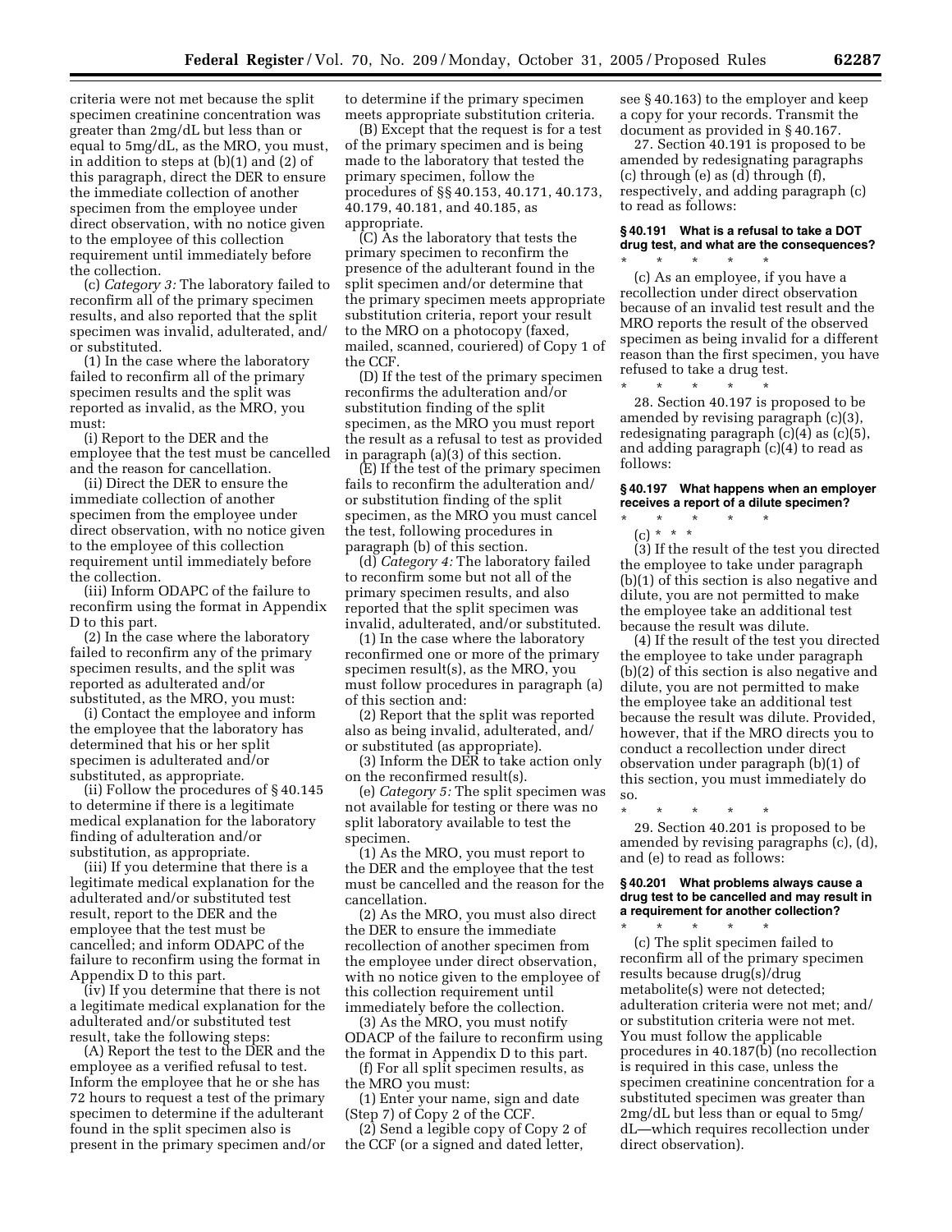criteria were not met because the split specimen creatinine concentration was greater than 2mg/dL but less than or equal to 5mg/dL, as the MRO, you must, in addition to steps at (b)(1) and (2) of this paragraph, direct the DER to ensure the immediate collection of another specimen from the employee under direct observation, with no notice given to the employee of this collection requirement until immediately before the collection.

(c) *Category 3:* The laboratory failed to reconfirm all of the primary specimen results, and also reported that the split specimen was invalid, adulterated, and/ or substituted.

(1) In the case where the laboratory failed to reconfirm all of the primary specimen results and the split was reported as invalid, as the MRO, you must:

(i) Report to the DER and the employee that the test must be cancelled and the reason for cancellation.

(ii) Direct the DER to ensure the immediate collection of another specimen from the employee under direct observation, with no notice given to the employee of this collection requirement until immediately before the collection.

(iii) Inform ODAPC of the failure to reconfirm using the format in Appendix D to this part.

(2) In the case where the laboratory failed to reconfirm any of the primary specimen results, and the split was reported as adulterated and/or substituted, as the MRO, you must:

(i) Contact the employee and inform the employee that the laboratory has determined that his or her split specimen is adulterated and/or substituted, as appropriate.

(ii) Follow the procedures of § 40.145 to determine if there is a legitimate medical explanation for the laboratory finding of adulteration and/or substitution, as appropriate.

(iii) If you determine that there is a legitimate medical explanation for the adulterated and/or substituted test result, report to the DER and the employee that the test must be cancelled; and inform ODAPC of the failure to reconfirm using the format in Appendix D to this part.

(iv) If you determine that there is not a legitimate medical explanation for the adulterated and/or substituted test result, take the following steps:

(A) Report the test to the DER and the employee as a verified refusal to test. Inform the employee that he or she has 72 hours to request a test of the primary specimen to determine if the adulterant found in the split specimen also is present in the primary specimen and/or to determine if the primary specimen meets appropriate substitution criteria.

(B) Except that the request is for a test of the primary specimen and is being made to the laboratory that tested the primary specimen, follow the procedures of §§ 40.153, 40.171, 40.173, 40.179, 40.181, and 40.185, as appropriate.

(C) As the laboratory that tests the primary specimen to reconfirm the presence of the adulterant found in the split specimen and/or determine that the primary specimen meets appropriate substitution criteria, report your result to the MRO on a photocopy (faxed, mailed, scanned, couriered) of Copy 1 of the CCF.

(D) If the test of the primary specimen reconfirms the adulteration and/or substitution finding of the split specimen, as the MRO you must report the result as a refusal to test as provided in paragraph (a)(3) of this section.

(E) If the test of the primary specimen fails to reconfirm the adulteration and/ or substitution finding of the split specimen, as the MRO you must cancel the test, following procedures in paragraph (b) of this section.

(d) *Category 4:* The laboratory failed to reconfirm some but not all of the primary specimen results, and also reported that the split specimen was invalid, adulterated, and/or substituted.

(1) In the case where the laboratory reconfirmed one or more of the primary specimen result(s), as the MRO, you must follow procedures in paragraph (a) of this section and:

(2) Report that the split was reported also as being invalid, adulterated, and/ or substituted (as appropriate).

(3) Inform the DER to take action only on the reconfirmed result(s).

(e) *Category 5:* The split specimen was not available for testing or there was no split laboratory available to test the specimen.

(1) As the MRO, you must report to the DER and the employee that the test must be cancelled and the reason for the cancellation.

(2) As the MRO, you must also direct the DER to ensure the immediate recollection of another specimen from the employee under direct observation, with no notice given to the employee of this collection requirement until immediately before the collection.

(3) As the MRO, you must notify ODACP of the failure to reconfirm using the format in Appendix D to this part.

(f) For all split specimen results, as the MRO you must:

(1) Enter your name, sign and date (Step 7) of Copy 2 of the CCF.

(2) Send a legible copy of Copy 2 of the CCF (or a signed and dated letter, see § 40.163) to the employer and keep a copy for your records. Transmit the document as provided in § 40.167.

27. Section 40.191 is proposed to be amended by redesignating paragraphs (c) through (e) as (d) through (f), respectively, and adding paragraph (c) to read as follows:

### § 40.191 What is a refusal to take a DOT drug test, and what are the consequences?

\* \* \* \* \*

(c) As an employee, if you have a recollection under direct observation because of an invalid test result and the MRO reports the result of the observed specimen as being invalid for a different reason than the first specimen, you have refused to take a drug test.

\* \* \* \* \*

28. Section 40.197 is proposed to be amended by revising paragraph (c)(3), redesignating paragraph (c)(4) as (c)(5), and adding paragraph (c)(4) to read as follows:

### § 40.197 What happens when an employer receives a report of a dilute specimen?

\* \* \* \* \*

(c) \* \* \*

(3) If the result of the test you directed the employee to take under paragraph (b)(1) of this section is also negative and dilute, you are not permitted to make the employee take an additional test because the result was dilute.

(4) If the result of the test you directed the employee to take under paragraph (b)(2) of this section is also negative and dilute, you are not permitted to make the employee take an additional test because the result was dilute. Provided, however, that if the MRO directs you to conduct a recollection under direct observation under paragraph (b)(1) of this section, you must immediately do so.

\* \* \* \* \*

29. Section 40.201 is proposed to be amended by revising paragraphs (c), (d), and (e) to read as follows:

### § 40.201 What problems always cause a drug test to be cancelled and may result in a requirement for another collection?

\* \* \* \* \*

(c) The split specimen failed to reconfirm all of the primary specimen results because drug(s)/drug metabolite(s) were not detected; adulteration criteria were not met; and/ or substitution criteria were not met. You must follow the applicable procedures in 40.187(b) (no recollection is required in this case, unless the specimen creatinine concentration for a substituted specimen was greater than 2mg/dL but less than or equal to 5mg/ dL—which requires recollection under direct observation).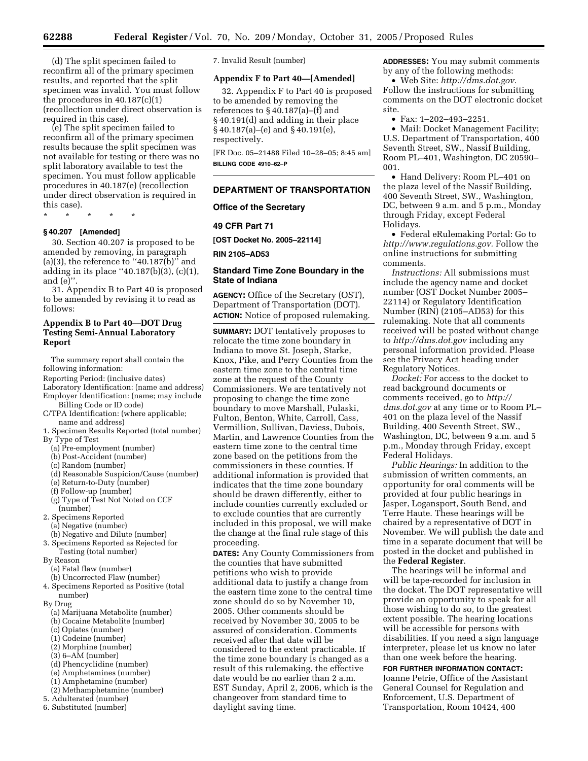(d) The split specimen failed to reconfirm all of the primary specimen results, and reported that the split specimen was invalid. You must follow the procedures in 40.187(c)(1) (recollection under direct observation is required in this case).

(e) The split specimen failed to reconfirm all of the primary specimen results because the split specimen was not available for testing or there was no split laboratory available to test the specimen. You must follow applicable procedures in 40.187(e) (recollection under direct observation is required in this case).

\* \* \* \* \*

### § 40.207 [Amended]

30. Section 40.207 is proposed to be amended by removing, in paragraph (a)(3), the reference to "40.187(b)" and adding in its place "40.187(b)(3), (c)(1), and (e)".

31. Appendix B to Part 40 is proposed to be amended by revising it to read as follows:

### Appendix B to Part 40—DOT Drug Testing Semi-Annual Laboratory Report

The summary report shall contain the following information:

Reporting Period: (inclusive dates)
Laboratory Identification: (name and address)
Employer Identification: (name; may include Billing Code or ID code)
C/TPA Identification: (where applicable; name and address)

1. Specimen Results Reported (total number)
By Type of Test
   (a) Pre-employment (number)
   (b) Post-Accident (number)
   (c) Random (number)
   (d) Reasonable Suspicion/Cause (number)
   (e) Return-to-Duty (number)
   (f) Follow-up (number)
   (g) Type of Test Not Noted on CCF (number)
2. Specimens Reported
   (a) Negative (number)
   (b) Negative and Dilute (number)
3. Specimens Reported as Rejected for Testing (total number)
By Reason
   (a) Fatal flaw (number)
   (b) Uncorrected Flaw (number)
4. Specimens Reported as Positive (total number)
By Drug
   (a) Marijuana Metabolite (number)
   (b) Cocaine Metabolite (number)
   (c) Opiates (number)
   (1) Codeine (number)
   (2) Morphine (number)
   (3) 6–AM (number)
   (d) Phencyclidine (number)
   (e) Amphetamines (number)
   (1) Amphetamine (number)
   (2) Methamphetamine (number)
5. Adulterated (number)
6. Substituted (number)
7. Invalid Result (number)

### Appendix F to Part 40—[Amended]

32. Appendix F to Part 40 is proposed to be amended by removing the references to § 40.187(a)–(f) and § 40.191(d) and adding in their place § 40.187(a)–(e) and § 40.191(e), respectively.

[FR Doc. 05–21488 Filed 10–28–05; 8:45 am]

**BILLING CODE 4910–62–P**

---

## DEPARTMENT OF TRANSPORTATION

### Office of the Secretary

### 49 CFR Part 71

**[OST Docket No. 2005–22114]**

**RIN 2105–AD53**

### Standard Time Zone Boundary in the State of Indiana

**AGENCY:** Office of the Secretary (OST), Department of Transportation (DOT).

**ACTION:** Notice of proposed rulemaking.

**SUMMARY:** DOT tentatively proposes to relocate the time zone boundary in Indiana to move St. Joseph, Starke, Knox, Pike, and Perry Counties from the eastern time zone to the central time zone at the request of the County Commissioners. We are tentatively not proposing to change the time zone boundary to move Marshall, Pulaski, Fulton, Benton, White, Carroll, Cass, Vermillion, Sullivan, Daviess, Dubois, Martin, and Lawrence Counties from the eastern time zone to the central time zone based on the petitions from the commissioners in these counties. If additional information is provided that indicates that the time zone boundary should be drawn differently, either to include counties currently excluded or to exclude counties that are currently included in this proposal, we will make the change at the final rule stage of this proceeding.

**DATES:** Any County Commissioners from the counties that have submitted petitions who wish to provide additional data to justify a change from the eastern time zone to the central time zone should do so by November 10, 2005. Other comments should be received by November 30, 2005 to be assured of consideration. Comments received after that date will be considered to the extent practicable. If the time zone boundary is changed as a result of this rulemaking, the effective date would be no earlier than 2 a.m. EST Sunday, April 2, 2006, which is the changeover from standard time to daylight saving time.

**ADDRESSES:** You may submit comments by any of the following methods:

- Web Site: *http://dms.dot.gov.* Follow the instructions for submitting comments on the DOT electronic docket site.
- Fax: 1–202–493–2251.
- Mail: Docket Management Facility; U.S. Department of Transportation, 400 Seventh Street, SW., Nassif Building, Room PL–401, Washington, DC 20590–001.
- Hand Delivery: Room PL–401 on the plaza level of the Nassif Building, 400 Seventh Street, SW., Washington, DC, between 9 a.m. and 5 p.m., Monday through Friday, except Federal Holidays.
- Federal eRulemaking Portal: Go to *http://www.regulations.gov.* Follow the online instructions for submitting comments.

*Instructions:* All submissions must include the agency name and docket number (OST Docket Number 2005–22114) or Regulatory Identification Number (RIN) (2105–AD53) for this rulemaking. Note that all comments received will be posted without change to *http://dms.dot.gov* including any personal information provided. Please see the Privacy Act heading under Regulatory Notices.

*Docket:* For access to the docket to read background documents or comments received, go to *http://dms.dot.gov* at any time or to Room PL–401 on the plaza level of the Nassif Building, 400 Seventh Street, SW., Washington, DC, between 9 a.m. and 5 p.m., Monday through Friday, except Federal Holidays.

*Public Hearings:* In addition to the submission of written comments, an opportunity for oral comments will be provided at four public hearings in Jasper, Logansport, South Bend, and Terre Haute. These hearings will be chaired by a representative of DOT in November. We will publish the date and time in a separate document that will be posted in the docket and published in the **Federal Register**.

The hearings will be informal and will be tape-recorded for inclusion in the docket. The DOT representative will provide an opportunity to speak for all those wishing to do so, to the greatest extent possible. The hearing locations will be accessible for persons with disabilities. If you need a sign language interpreter, please let us know no later than one week before the hearing.

**FOR FURTHER INFORMATION CONTACT:** Joanne Petrie, Office of the Assistant General Counsel for Regulation and Enforcement, U.S. Department of Transportation, Room 10424, 400